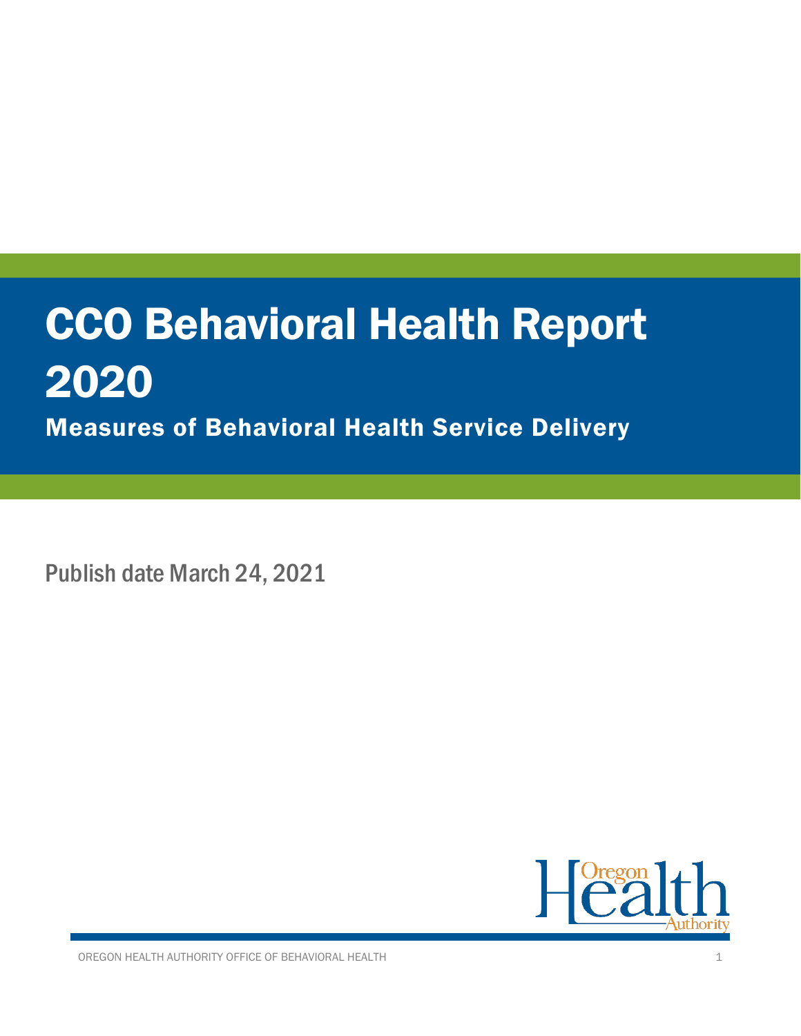# CCO Behavioral Health Report 2020

## Measures of Behavioral Health Service Delivery

Publish date March 24, 2021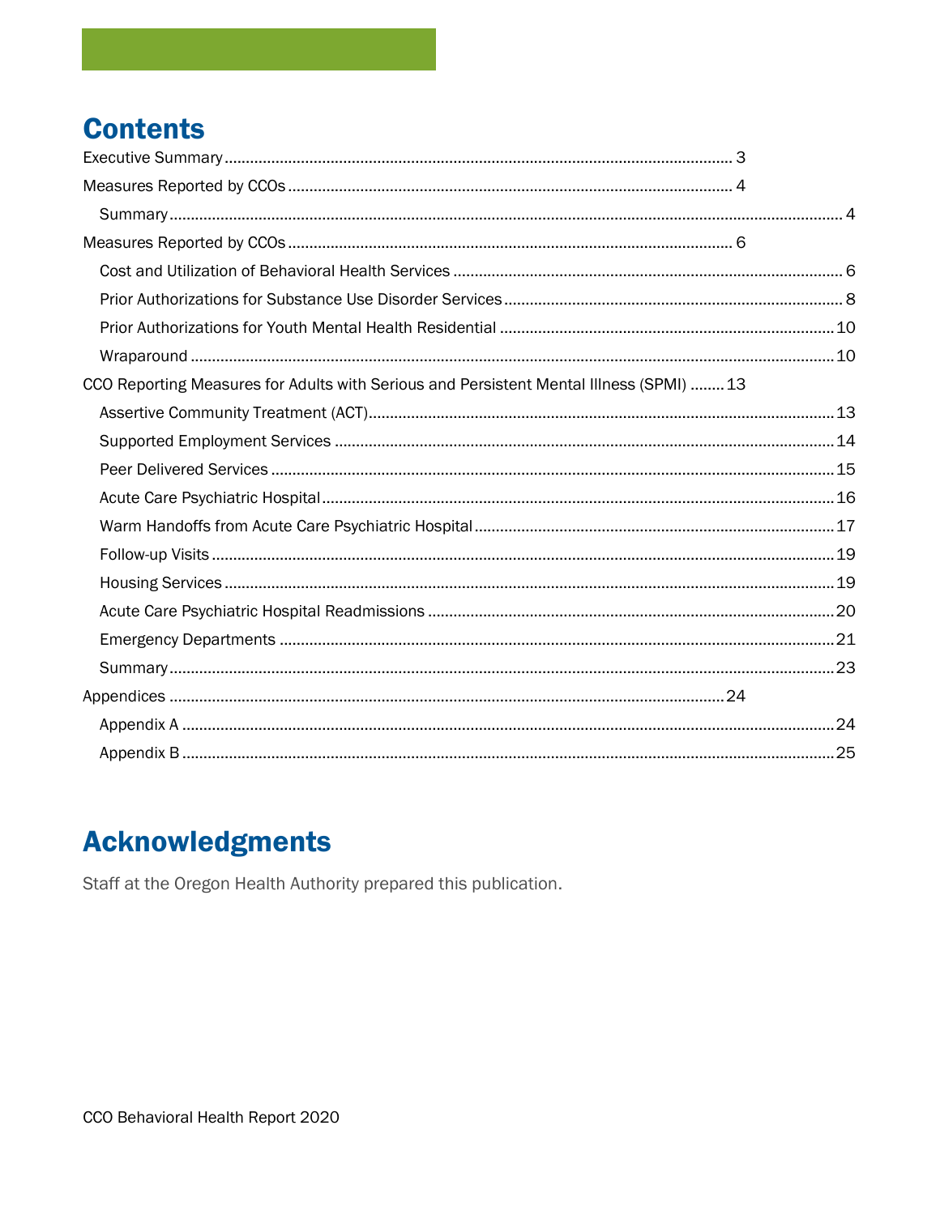# Contents

Executive Summary ........................................................................................................ 3

Measures Reported by CCOs ......................................................................................... 4

- Summary .............................................................................................................. 4

Measures Reported by CCOs ......................................................................................... 6

- Cost and Utilization of Behavioral Health Services ........................................................ 6
- Prior Authorizations for Substance Use Disorder Services ............................................... 8
- Prior Authorizations for Youth Mental Health Residential ............................................... 10
- Wraparound ......................................................................................................... 10

CCO Reporting Measures for Adults with Serious and Persistent Mental Illness (SPMI) ........ 13

- Assertive Community Treatment (ACT) ....................................................................... 13
- Supported Employment Services ................................................................................ 14
- Peer Delivered Services ........................................................................................... 15
- Acute Care Psychiatric Hospital ................................................................................. 16
- Warm Handoffs from Acute Care Psychiatric Hospital .................................................... 17
- Follow-up Visits .................................................................................................... 19
- Housing Services ................................................................................................... 19
- Acute Care Psychiatric Hospital Readmissions ............................................................. 20
- Emergency Departments ......................................................................................... 21
- Summary ............................................................................................................. 23

Appendices ................................................................................................................ 24

- Appendix A .......................................................................................................... 24
- Appendix B .......................................................................................................... 25

# Acknowledgments

Staff at the Oregon Health Authority prepared this publication.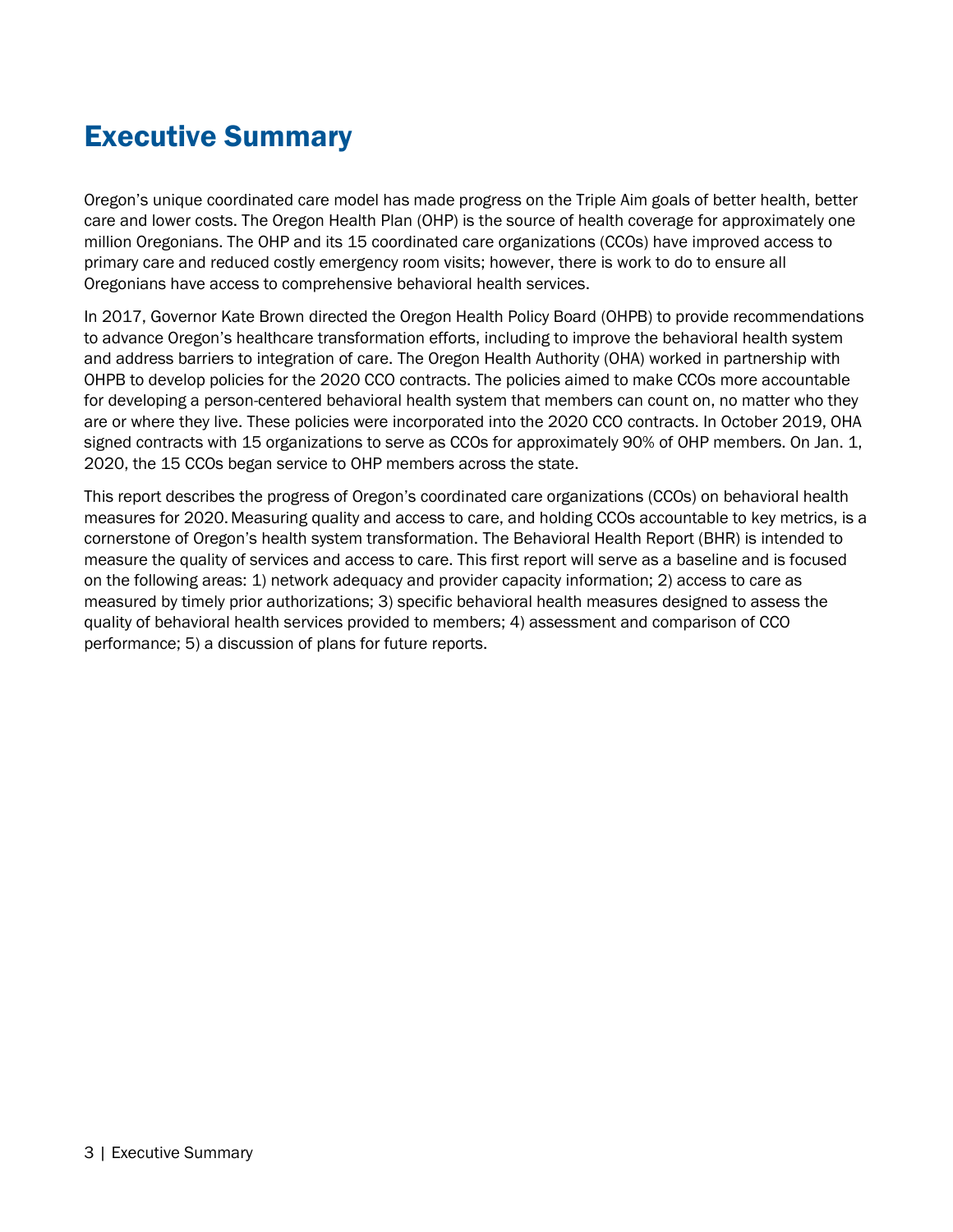# Executive Summary

Oregon's unique coordinated care model has made progress on the Triple Aim goals of better health, better care and lower costs. The Oregon Health Plan (OHP) is the source of health coverage for approximately one million Oregonians. The OHP and its 15 coordinated care organizations (CCOs) have improved access to primary care and reduced costly emergency room visits; however, there is work to do to ensure all Oregonians have access to comprehensive behavioral health services.

In 2017, Governor Kate Brown directed the Oregon Health Policy Board (OHPB) to provide recommendations to advance Oregon's healthcare transformation efforts, including to improve the behavioral health system and address barriers to integration of care. The Oregon Health Authority (OHA) worked in partnership with OHPB to develop policies for the 2020 CCO contracts. The policies aimed to make CCOs more accountable for developing a person-centered behavioral health system that members can count on, no matter who they are or where they live. These policies were incorporated into the 2020 CCO contracts. In October 2019, OHA signed contracts with 15 organizations to serve as CCOs for approximately 90% of OHP members. On Jan. 1, 2020, the 15 CCOs began service to OHP members across the state.

This report describes the progress of Oregon's coordinated care organizations (CCOs) on behavioral health measures for 2020. Measuring quality and access to care, and holding CCOs accountable to key metrics, is a cornerstone of Oregon's health system transformation. The Behavioral Health Report (BHR) is intended to measure the quality of services and access to care. This first report will serve as a baseline and is focused on the following areas: 1) network adequacy and provider capacity information; 2) access to care as measured by timely prior authorizations; 3) specific behavioral health measures designed to assess the quality of behavioral health services provided to members; 4) assessment and comparison of CCO performance; 5) a discussion of plans for future reports.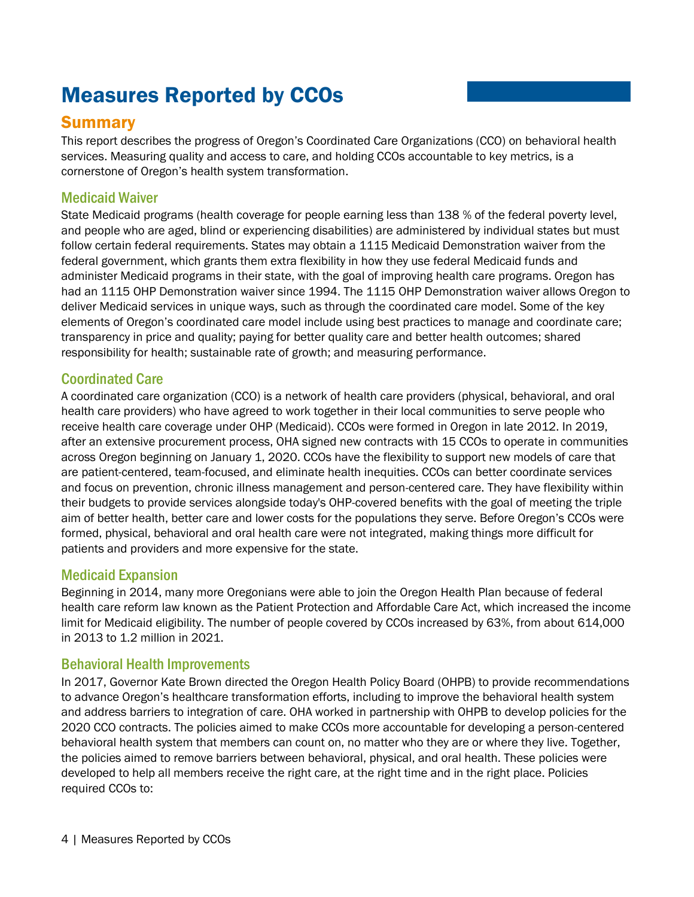# Measures Reported by CCOs

## Summary

This report describes the progress of Oregon's Coordinated Care Organizations (CCO) on behavioral health services. Measuring quality and access to care, and holding CCOs accountable to key metrics, is a cornerstone of Oregon's health system transformation.

### Medicaid Waiver

State Medicaid programs (health coverage for people earning less than 138 % of the federal poverty level, and people who are aged, blind or experiencing disabilities) are administered by individual states but must follow certain federal requirements. States may obtain a 1115 Medicaid Demonstration waiver from the federal government, which grants them extra flexibility in how they use federal Medicaid funds and administer Medicaid programs in their state, with the goal of improving health care programs. Oregon has had an 1115 OHP Demonstration waiver since 1994. The 1115 OHP Demonstration waiver allows Oregon to deliver Medicaid services in unique ways, such as through the coordinated care model. Some of the key elements of Oregon's coordinated care model include using best practices to manage and coordinate care; transparency in price and quality; paying for better quality care and better health outcomes; shared responsibility for health; sustainable rate of growth; and measuring performance.

### Coordinated Care

A coordinated care organization (CCO) is a network of health care providers (physical, behavioral, and oral health care providers) who have agreed to work together in their local communities to serve people who receive health care coverage under OHP (Medicaid). CCOs were formed in Oregon in late 2012. In 2019, after an extensive procurement process, OHA signed new contracts with 15 CCOs to operate in communities across Oregon beginning on January 1, 2020. CCOs have the flexibility to support new models of care that are patient-centered, team-focused, and eliminate health inequities. CCOs can better coordinate services and focus on prevention, chronic illness management and person-centered care. They have flexibility within their budgets to provide services alongside today's OHP-covered benefits with the goal of meeting the triple aim of better health, better care and lower costs for the populations they serve. Before Oregon's CCOs were formed, physical, behavioral and oral health care were not integrated, making things more difficult for patients and providers and more expensive for the state.

### Medicaid Expansion

Beginning in 2014, many more Oregonians were able to join the Oregon Health Plan because of federal health care reform law known as the Patient Protection and Affordable Care Act, which increased the income limit for Medicaid eligibility. The number of people covered by CCOs increased by 63%, from about 614,000 in 2013 to 1.2 million in 2021.

### Behavioral Health Improvements

In 2017, Governor Kate Brown directed the Oregon Health Policy Board (OHPB) to provide recommendations to advance Oregon's healthcare transformation efforts, including to improve the behavioral health system and address barriers to integration of care. OHA worked in partnership with OHPB to develop policies for the 2020 CCO contracts. The policies aimed to make CCOs more accountable for developing a person-centered behavioral health system that members can count on, no matter who they are or where they live. Together, the policies aimed to remove barriers between behavioral, physical, and oral health. These policies were developed to help all members receive the right care, at the right time and in the right place. Policies required CCOs to: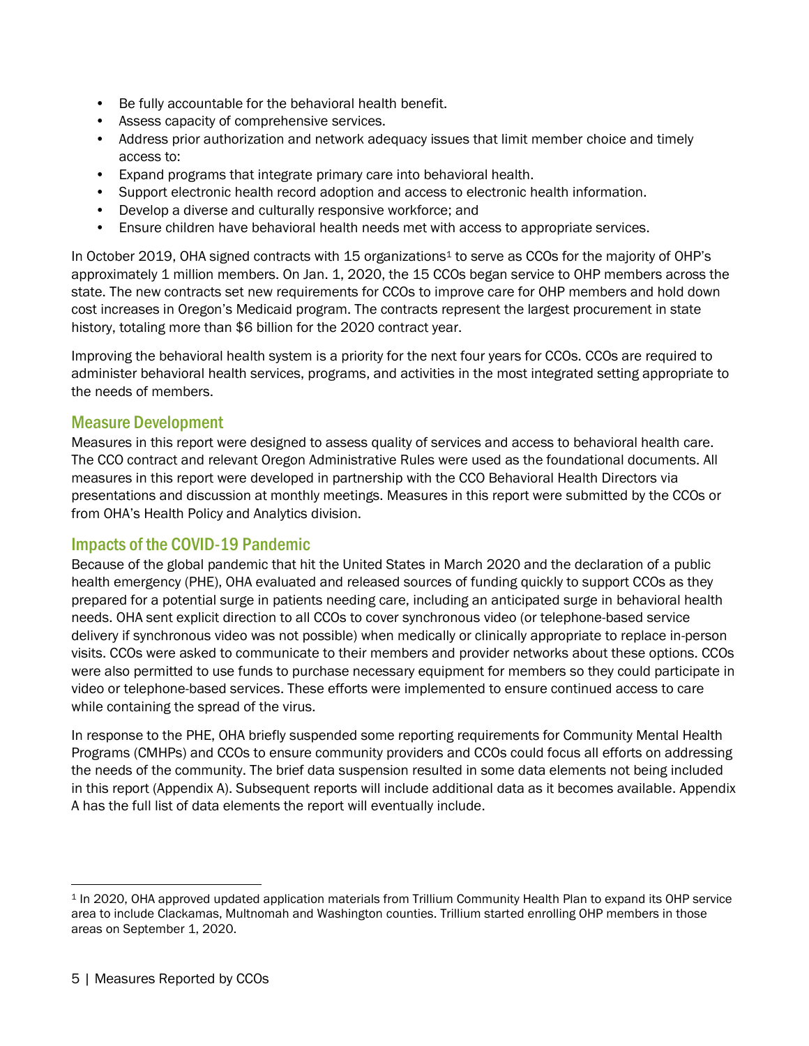- Be fully accountable for the behavioral health benefit.
- Assess capacity of comprehensive services.
- Address prior authorization and network adequacy issues that limit member choice and timely access to:
- Expand programs that integrate primary care into behavioral health.
- Support electronic health record adoption and access to electronic health information.
- Develop a diverse and culturally responsive workforce; and
- Ensure children have behavioral health needs met with access to appropriate services.

In October 2019, OHA signed contracts with 15 organizations[1] to serve as CCOs for the majority of OHP's approximately 1 million members. On Jan. 1, 2020, the 15 CCOs began service to OHP members across the state. The new contracts set new requirements for CCOs to improve care for OHP members and hold down cost increases in Oregon's Medicaid program. The contracts represent the largest procurement in state history, totaling more than $6 billion for the 2020 contract year.

Improving the behavioral health system is a priority for the next four years for CCOs. CCOs are required to administer behavioral health services, programs, and activities in the most integrated setting appropriate to the needs of members.

## Measure Development

Measures in this report were designed to assess quality of services and access to behavioral health care. The CCO contract and relevant Oregon Administrative Rules were used as the foundational documents. All measures in this report were developed in partnership with the CCO Behavioral Health Directors via presentations and discussion at monthly meetings. Measures in this report were submitted by the CCOs or from OHA's Health Policy and Analytics division.

## Impacts of the COVID-19 Pandemic

Because of the global pandemic that hit the United States in March 2020 and the declaration of a public health emergency (PHE), OHA evaluated and released sources of funding quickly to support CCOs as they prepared for a potential surge in patients needing care, including an anticipated surge in behavioral health needs. OHA sent explicit direction to all CCOs to cover synchronous video (or telephone-based service delivery if synchronous video was not possible) when medically or clinically appropriate to replace in-person visits. CCOs were asked to communicate to their members and provider networks about these options. CCOs were also permitted to use funds to purchase necessary equipment for members so they could participate in video or telephone-based services. These efforts were implemented to ensure continued access to care while containing the spread of the virus.

In response to the PHE, OHA briefly suspended some reporting requirements for Community Mental Health Programs (CMHPs) and CCOs to ensure community providers and CCOs could focus all efforts on addressing the needs of the community. The brief data suspension resulted in some data elements not being included in this report (Appendix A). Subsequent reports will include additional data as it becomes available. Appendix A has the full list of data elements the report will eventually include.

[1] In 2020, OHA approved updated application materials from Trillium Community Health Plan to expand its OHP service area to include Clackamas, Multnomah and Washington counties. Trillium started enrolling OHP members in those areas on September 1, 2020.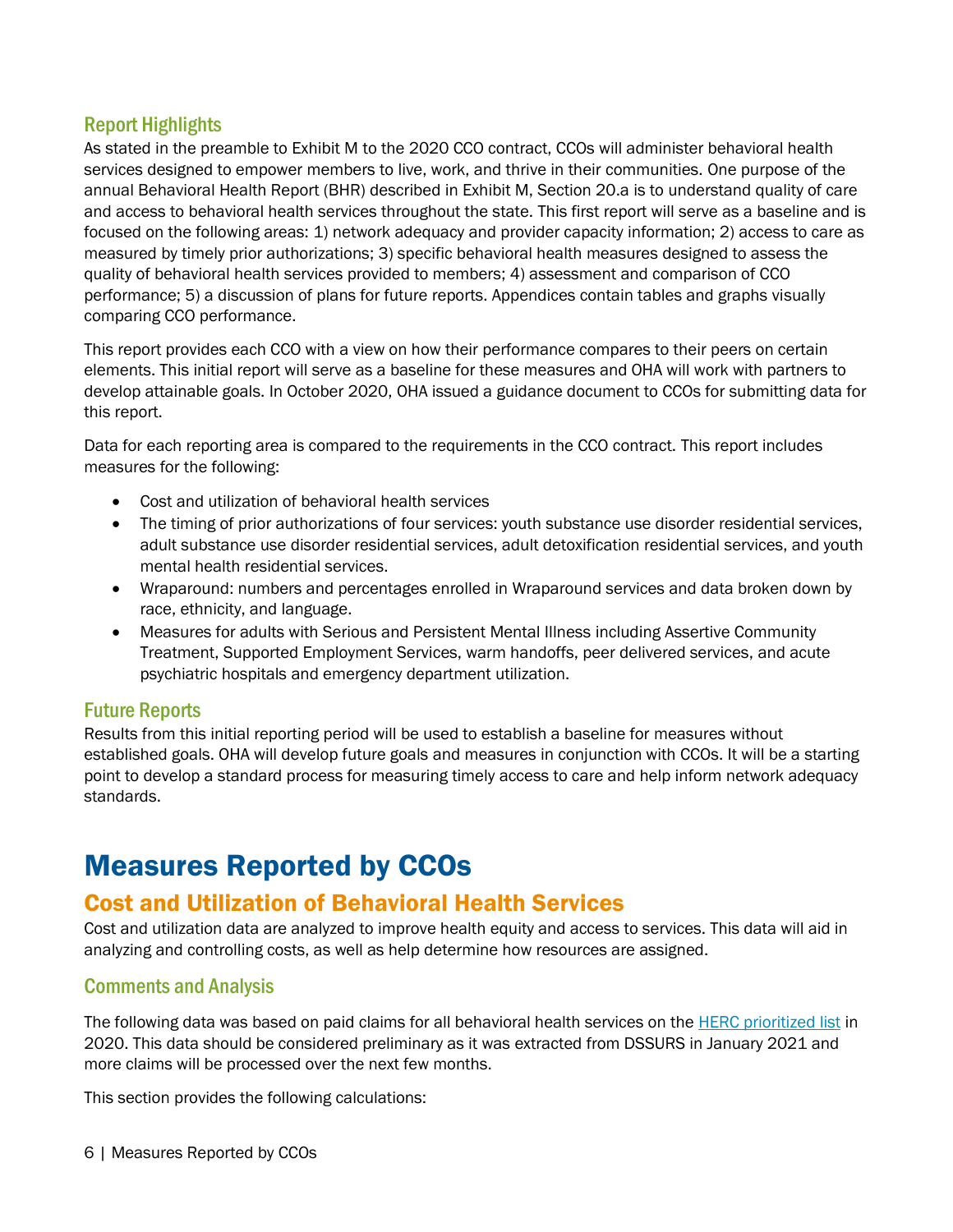### Report Highlights

As stated in the preamble to Exhibit M to the 2020 CCO contract, CCOs will administer behavioral health services designed to empower members to live, work, and thrive in their communities. One purpose of the annual Behavioral Health Report (BHR) described in Exhibit M, Section 20.a is to understand quality of care and access to behavioral health services throughout the state. This first report will serve as a baseline and is focused on the following areas: 1) network adequacy and provider capacity information; 2) access to care as measured by timely prior authorizations; 3) specific behavioral health measures designed to assess the quality of behavioral health services provided to members; 4) assessment and comparison of CCO performance; 5) a discussion of plans for future reports. Appendices contain tables and graphs visually comparing CCO performance.

This report provides each CCO with a view on how their performance compares to their peers on certain elements. This initial report will serve as a baseline for these measures and OHA will work with partners to develop attainable goals. In October 2020, OHA issued a guidance document to CCOs for submitting data for this report.

Data for each reporting area is compared to the requirements in the CCO contract. This report includes measures for the following:

- Cost and utilization of behavioral health services
- The timing of prior authorizations of four services: youth substance use disorder residential services, adult substance use disorder residential services, adult detoxification residential services, and youth mental health residential services.
- Wraparound: numbers and percentages enrolled in Wraparound services and data broken down by race, ethnicity, and language.
- Measures for adults with Serious and Persistent Mental Illness including Assertive Community Treatment, Supported Employment Services, warm handoffs, peer delivered services, and acute psychiatric hospitals and emergency department utilization.

### Future Reports

Results from this initial reporting period will be used to establish a baseline for measures without established goals. OHA will develop future goals and measures in conjunction with CCOs. It will be a starting point to develop a standard process for measuring timely access to care and help inform network adequacy standards.

# Measures Reported by CCOs

## Cost and Utilization of Behavioral Health Services

Cost and utilization data are analyzed to improve health equity and access to services. This data will aid in analyzing and controlling costs, as well as help determine how resources are assigned.

### Comments and Analysis

The following data was based on paid claims for all behavioral health services on the [HERC prioritized list](#) in 2020. This data should be considered preliminary as it was extracted from DSSURS in January 2021 and more claims will be processed over the next few months.

This section provides the following calculations: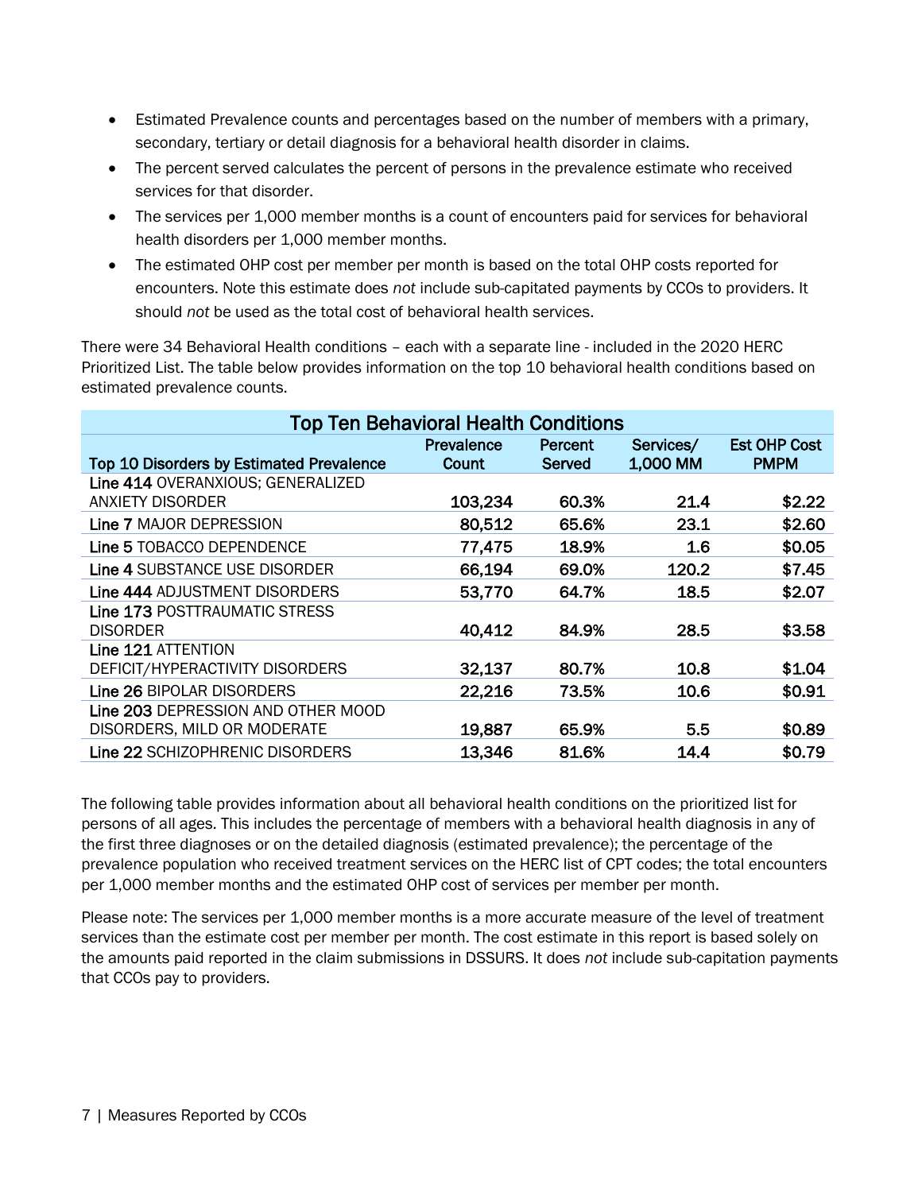- Estimated Prevalence counts and percentages based on the number of members with a primary, secondary, tertiary or detail diagnosis for a behavioral health disorder in claims.
- The percent served calculates the percent of persons in the prevalence estimate who received services for that disorder.
- The services per 1,000 member months is a count of encounters paid for services for behavioral health disorders per 1,000 member months.
- The estimated OHP cost per member per month is based on the total OHP costs reported for encounters. Note this estimate does *not* include sub-capitated payments by CCOs to providers. It should *not* be used as the total cost of behavioral health services.

There were 34 Behavioral Health conditions – each with a separate line - included in the 2020 HERC Prioritized List. The table below provides information on the top 10 behavioral health conditions based on estimated prevalence counts.

**Top Ten Behavioral Health Conditions**

| Top 10 Disorders by Estimated Prevalence | Prevalence Count | Percent Served | Services/ 1,000 MM | Est OHP Cost PMPM |
|---|---|---|---|---|
| **Line 414** OVERANXIOUS; GENERALIZED ANXIETY DISORDER | 103,234 | 60.3% | 21.4 | $2.22 |
| **Line 7** MAJOR DEPRESSION | 80,512 | 65.6% | 23.1 | $2.60 |
| **Line 5** TOBACCO DEPENDENCE | 77,475 | 18.9% | 1.6 | $0.05 |
| **Line 4** SUBSTANCE USE DISORDER | 66,194 | 69.0% | 120.2 | $7.45 |
| **Line 444** ADJUSTMENT DISORDERS | 53,770 | 64.7% | 18.5 | $2.07 |
| **Line 173** POSTTRAUMATIC STRESS DISORDER | 40,412 | 84.9% | 28.5 | $3.58 |
| **Line 121** ATTENTION DEFICIT/HYPERACTIVITY DISORDERS | 32,137 | 80.7% | 10.8 | $1.04 |
| **Line 26** BIPOLAR DISORDERS | 22,216 | 73.5% | 10.6 | $0.91 |
| **Line 203** DEPRESSION AND OTHER MOOD DISORDERS, MILD OR MODERATE | 19,887 | 65.9% | 5.5 | $0.89 |
| **Line 22** SCHIZOPHRENIC DISORDERS | 13,346 | 81.6% | 14.4 | $0.79 |

The following table provides information about all behavioral health conditions on the prioritized list for persons of all ages. This includes the percentage of members with a behavioral health diagnosis in any of the first three diagnoses or on the detailed diagnosis (estimated prevalence); the percentage of the prevalence population who received treatment services on the HERC list of CPT codes; the total encounters per 1,000 member months and the estimated OHP cost of services per member per month.

Please note: The services per 1,000 member months is a more accurate measure of the level of treatment services than the estimate cost per member per month. The cost estimate in this report is based solely on the amounts paid reported in the claim submissions in DSSURS. It does *not* include sub-capitation payments that CCOs pay to providers.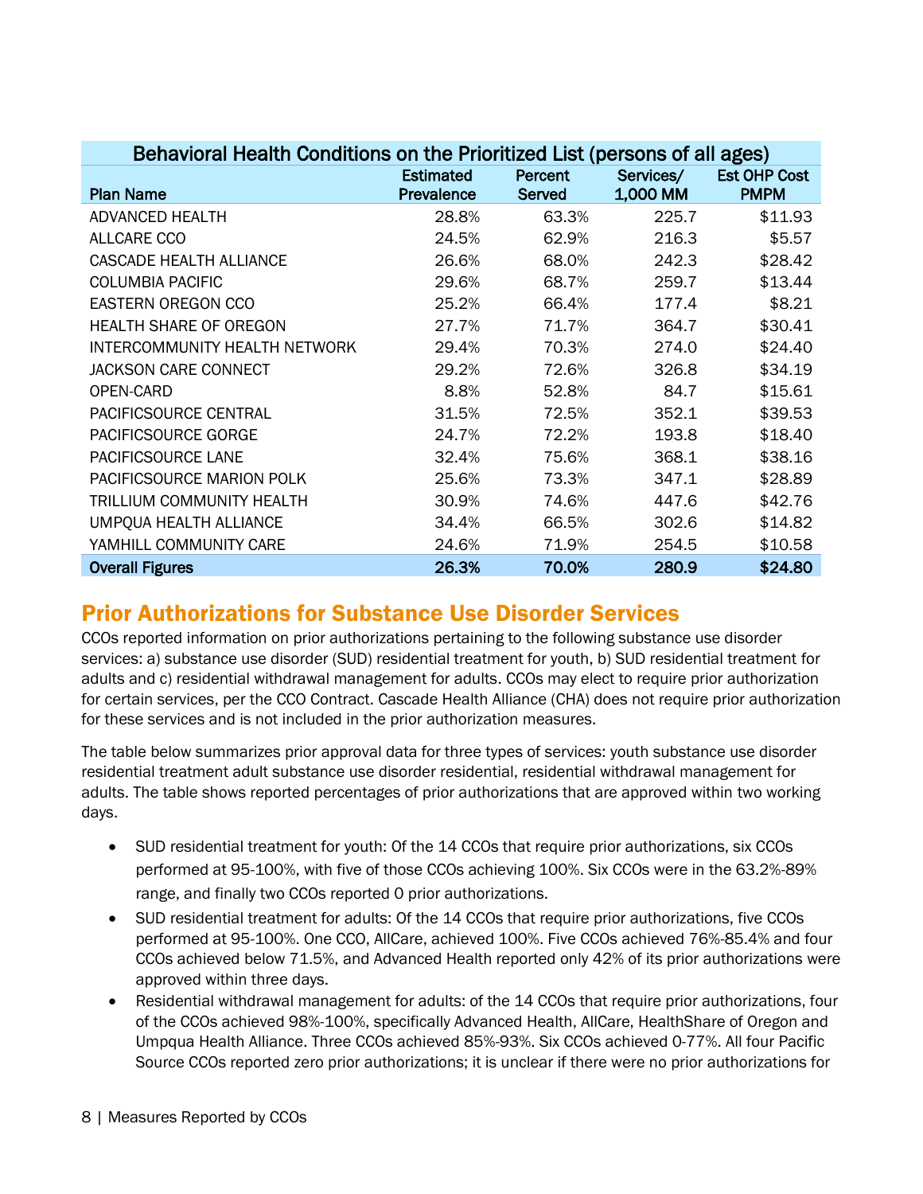| Behavioral Health Conditions on the Prioritized List (persons of all ages) | | | | |
|---|---|---|---|---|
| Plan Name | Estimated Prevalence | Percent Served | Services/ 1,000 MM | Est OHP Cost PMPM |
| ADVANCED HEALTH | 28.8% | 63.3% | 225.7 | $11.93 |
| ALLCARE CCO | 24.5% | 62.9% | 216.3 | $5.57 |
| CASCADE HEALTH ALLIANCE | 26.6% | 68.0% | 242.3 | $28.42 |
| COLUMBIA PACIFIC | 29.6% | 68.7% | 259.7 | $13.44 |
| EASTERN OREGON CCO | 25.2% | 66.4% | 177.4 | $8.21 |
| HEALTH SHARE OF OREGON | 27.7% | 71.7% | 364.7 | $30.41 |
| INTERCOMMUNITY HEALTH NETWORK | 29.4% | 70.3% | 274.0 | $24.40 |
| JACKSON CARE CONNECT | 29.2% | 72.6% | 326.8 | $34.19 |
| OPEN-CARD | 8.8% | 52.8% | 84.7 | $15.61 |
| PACIFICSOURCE CENTRAL | 31.5% | 72.5% | 352.1 | $39.53 |
| PACIFICSOURCE GORGE | 24.7% | 72.2% | 193.8 | $18.40 |
| PACIFICSOURCE LANE | 32.4% | 75.6% | 368.1 | $38.16 |
| PACIFICSOURCE MARION POLK | 25.6% | 73.3% | 347.1 | $28.89 |
| TRILLIUM COMMUNITY HEALTH | 30.9% | 74.6% | 447.6 | $42.76 |
| UMPQUA HEALTH ALLIANCE | 34.4% | 66.5% | 302.6 | $14.82 |
| YAMHILL COMMUNITY CARE | 24.6% | 71.9% | 254.5 | $10.58 |
| **Overall Figures** | **26.3%** | **70.0%** | **280.9** | **$24.80** |

## Prior Authorizations for Substance Use Disorder Services

CCOs reported information on prior authorizations pertaining to the following substance use disorder services: a) substance use disorder (SUD) residential treatment for youth, b) SUD residential treatment for adults and c) residential withdrawal management for adults. CCOs may elect to require prior authorization for certain services, per the CCO Contract. Cascade Health Alliance (CHA) does not require prior authorization for these services and is not included in the prior authorization measures.

The table below summarizes prior approval data for three types of services: youth substance use disorder residential treatment adult substance use disorder residential, residential withdrawal management for adults. The table shows reported percentages of prior authorizations that are approved within two working days.

- SUD residential treatment for youth: Of the 14 CCOs that require prior authorizations, six CCOs performed at 95-100%, with five of those CCOs achieving 100%. Six CCOs were in the 63.2%-89% range, and finally two CCOs reported 0 prior authorizations.
- SUD residential treatment for adults: Of the 14 CCOs that require prior authorizations, five CCOs performed at 95-100%. One CCO, AllCare, achieved 100%. Five CCOs achieved 76%-85.4% and four CCOs achieved below 71.5%, and Advanced Health reported only 42% of its prior authorizations were approved within three days.
- Residential withdrawal management for adults: of the 14 CCOs that require prior authorizations, four of the CCOs achieved 98%-100%, specifically Advanced Health, AllCare, HealthShare of Oregon and Umpqua Health Alliance. Three CCOs achieved 85%-93%. Six CCOs achieved 0-77%. All four Pacific Source CCOs reported zero prior authorizations; it is unclear if there were no prior authorizations for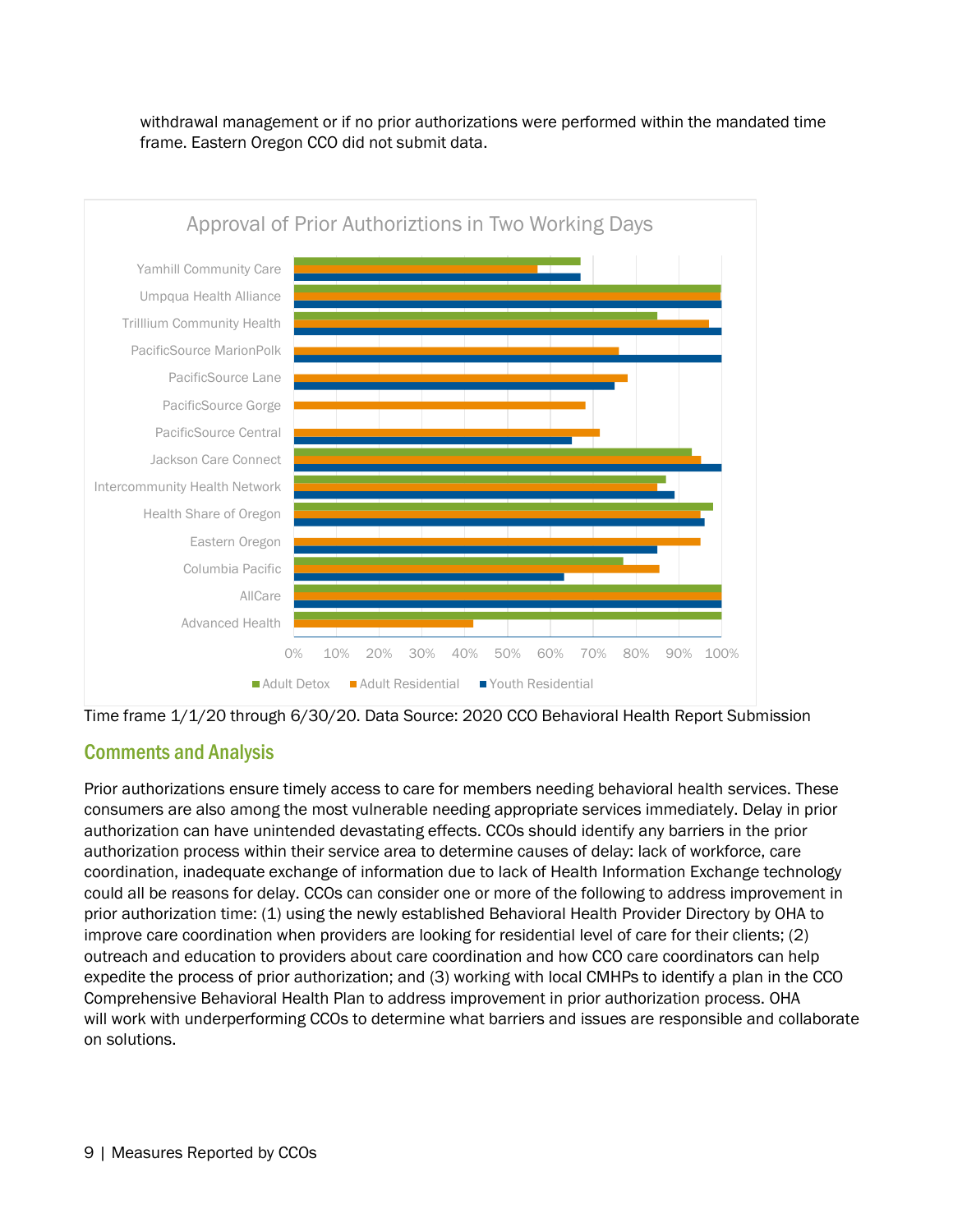withdrawal management or if no prior authorizations were performed within the mandated time frame. Eastern Oregon CCO did not submit data.

Approval of Prior Authoriztions in Two Working Days

Yamhill Community Care
Umpqua Health Alliance
Trilllium Community Health
PacificSource MarionPolk
PacificSource Lane
PacificSource Gorge
PacificSource Central
Jackson Care Connect
Intercommunity Health Network
Health Share of Oregon
Eastern Oregon
Columbia Pacific
AllCare
Advanced Health

0% 10% 20% 30% 40% 50% 60% 70% 80% 90% 100%

Adult Detox   Adult Residential   Youth Residential

Time frame 1/1/20 through 6/30/20. Data Source: 2020 CCO Behavioral Health Report Submission

## Comments and Analysis

Prior authorizations ensure timely access to care for members needing behavioral health services. These consumers are also among the most vulnerable needing appropriate services immediately. Delay in prior authorization can have unintended devastating effects. CCOs should identify any barriers in the prior authorization process within their service area to determine causes of delay: lack of workforce, care coordination, inadequate exchange of information due to lack of Health Information Exchange technology could all be reasons for delay. CCOs can consider one or more of the following to address improvement in prior authorization time: (1) using the newly established Behavioral Health Provider Directory by OHA to improve care coordination when providers are looking for residential level of care for their clients; (2) outreach and education to providers about care coordination and how CCO care coordinators can help expedite the process of prior authorization; and (3) working with local CMHPs to identify a plan in the CCO Comprehensive Behavioral Health Plan to address improvement in prior authorization process. OHA will work with underperforming CCOs to determine what barriers and issues are responsible and collaborate on solutions.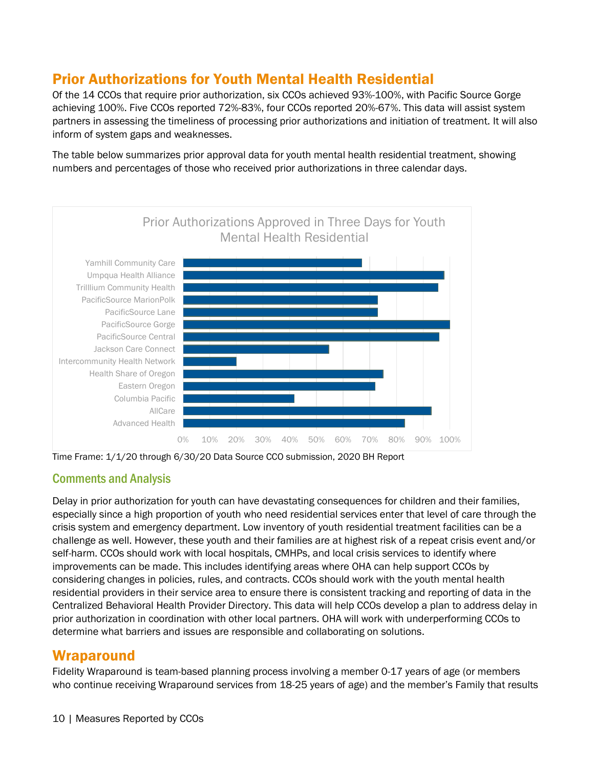## Prior Authorizations for Youth Mental Health Residential

Of the 14 CCOs that require prior authorization, six CCOs achieved 93%-100%, with Pacific Source Gorge achieving 100%. Five CCOs reported 72%-83%, four CCOs reported 20%-67%. This data will assist system partners in assessing the timeliness of processing prior authorizations and initiation of treatment. It will also inform of system gaps and weaknesses.

The table below summarizes prior approval data for youth mental health residential treatment, showing numbers and percentages of those who received prior authorizations in three calendar days.

Prior Authorizations Approved in Three Days for Youth Mental Health Residential

Yamhill Community Care
Umpqua Health Alliance
Trilllium Community Health
PacificSource MarionPolk
PacificSource Lane
PacificSource Gorge
PacificSource Central
Jackson Care Connect
Intercommunity Health Network
Health Share of Oregon
Eastern Oregon
Columbia Pacific
AllCare
Advanced Health

0% 10% 20% 30% 40% 50% 60% 70% 80% 90% 100%

Time Frame: 1/1/20 through 6/30/20 Data Source CCO submission, 2020 BH Report

### Comments and Analysis

Delay in prior authorization for youth can have devastating consequences for children and their families, especially since a high proportion of youth who need residential services enter that level of care through the crisis system and emergency department. Low inventory of youth residential treatment facilities can be a challenge as well. However, these youth and their families are at highest risk of a repeat crisis event and/or self-harm. CCOs should work with local hospitals, CMHPs, and local crisis services to identify where improvements can be made. This includes identifying areas where OHA can help support CCOs by considering changes in policies, rules, and contracts. CCOs should work with the youth mental health residential providers in their service area to ensure there is consistent tracking and reporting of data in the Centralized Behavioral Health Provider Directory. This data will help CCOs develop a plan to address delay in prior authorization in coordination with other local partners. OHA will work with underperforming CCOs to determine what barriers and issues are responsible and collaborating on solutions.

## Wraparound

Fidelity Wraparound is team-based planning process involving a member 0-17 years of age (or members who continue receiving Wraparound services from 18-25 years of age) and the member's Family that results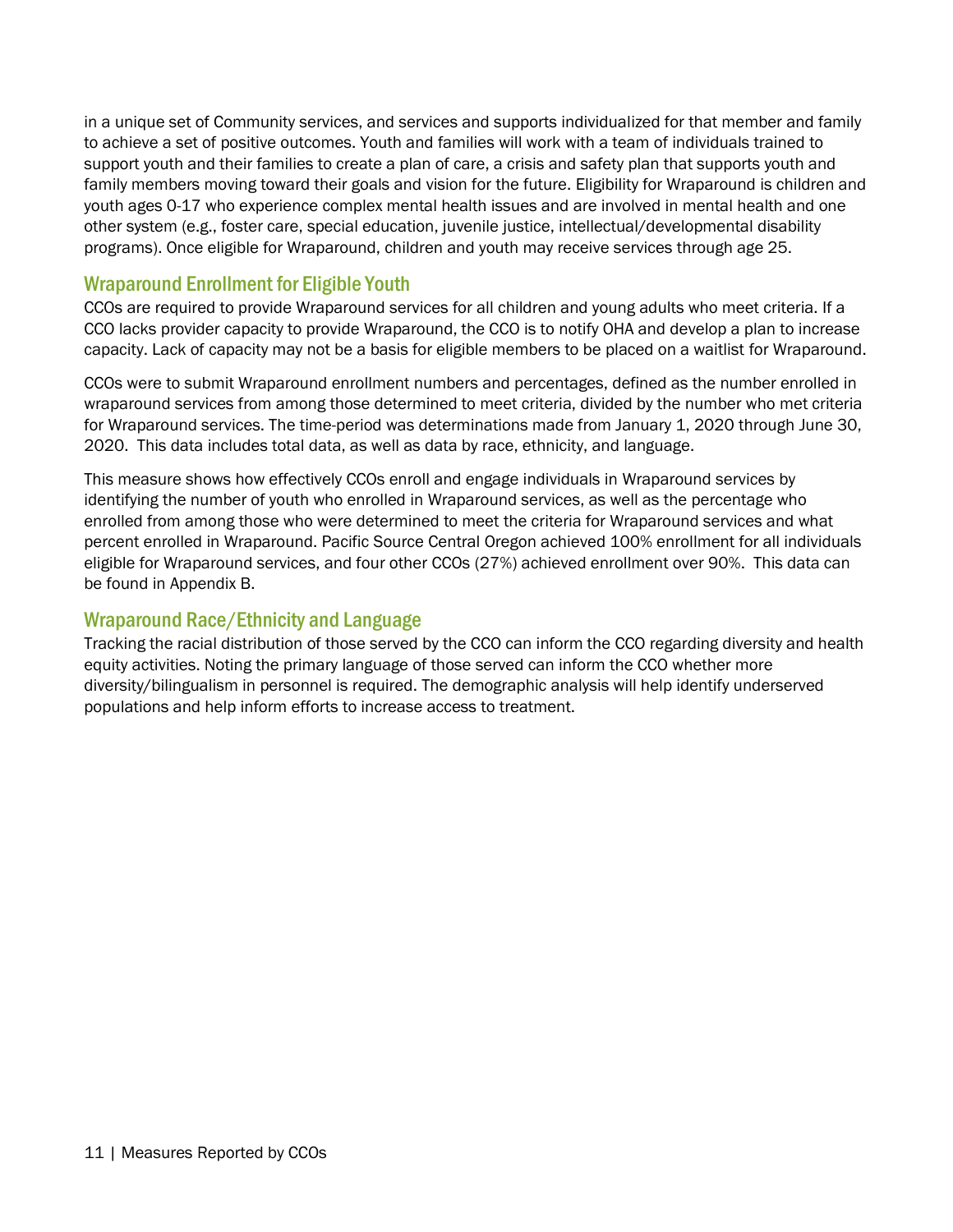in a unique set of Community services, and services and supports individualized for that member and family to achieve a set of positive outcomes. Youth and families will work with a team of individuals trained to support youth and their families to create a plan of care, a crisis and safety plan that supports youth and family members moving toward their goals and vision for the future. Eligibility for Wraparound is children and youth ages 0-17 who experience complex mental health issues and are involved in mental health and one other system (e.g., foster care, special education, juvenile justice, intellectual/developmental disability programs). Once eligible for Wraparound, children and youth may receive services through age 25.

## Wraparound Enrollment for Eligible Youth

CCOs are required to provide Wraparound services for all children and young adults who meet criteria. If a CCO lacks provider capacity to provide Wraparound, the CCO is to notify OHA and develop a plan to increase capacity. Lack of capacity may not be a basis for eligible members to be placed on a waitlist for Wraparound.

CCOs were to submit Wraparound enrollment numbers and percentages, defined as the number enrolled in wraparound services from among those determined to meet criteria, divided by the number who met criteria for Wraparound services. The time-period was determinations made from January 1, 2020 through June 30, 2020. This data includes total data, as well as data by race, ethnicity, and language.

This measure shows how effectively CCOs enroll and engage individuals in Wraparound services by identifying the number of youth who enrolled in Wraparound services, as well as the percentage who enrolled from among those who were determined to meet the criteria for Wraparound services and what percent enrolled in Wraparound. Pacific Source Central Oregon achieved 100% enrollment for all individuals eligible for Wraparound services, and four other CCOs (27%) achieved enrollment over 90%. This data can be found in Appendix B.

## Wraparound Race/Ethnicity and Language

Tracking the racial distribution of those served by the CCO can inform the CCO regarding diversity and health equity activities. Noting the primary language of those served can inform the CCO whether more diversity/bilingualism in personnel is required. The demographic analysis will help identify underserved populations and help inform efforts to increase access to treatment.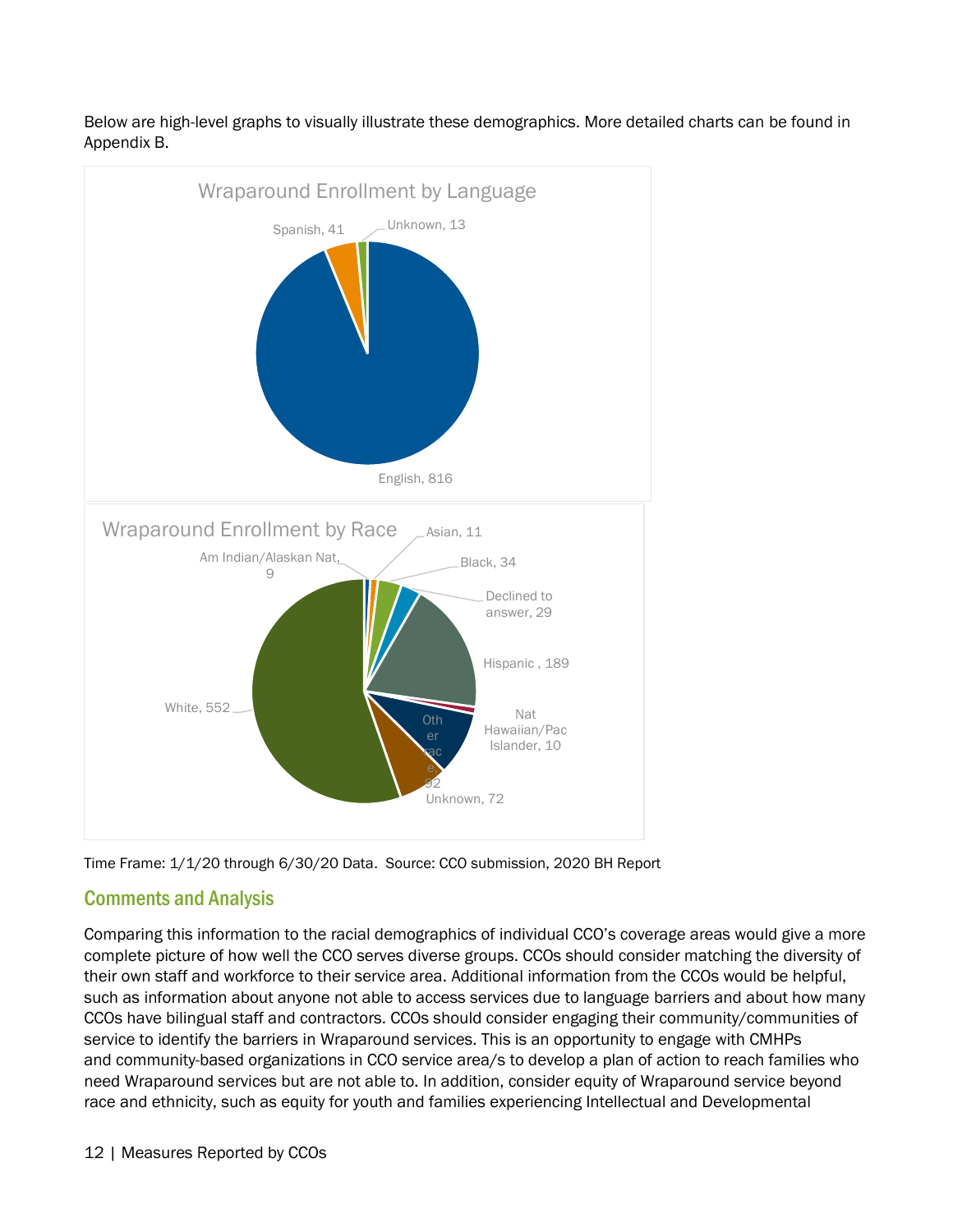Below are high-level graphs to visually illustrate these demographics. More detailed charts can be found in Appendix B.

Wraparound Enrollment by Language

Spanish, 41

Unknown, 13

English, 816

Wraparound Enrollment by Race

Am Indian/Alaskan Nat, 9

Asian, 11

Black, 34

Declined to answer, 29

Hispanic , 189

Nat Hawaiian/Pac Islander, 10

Other race, 92

Unknown, 72

White, 552

Time Frame: 1/1/20 through 6/30/20 Data. Source: CCO submission, 2020 BH Report

## Comments and Analysis

Comparing this information to the racial demographics of individual CCO's coverage areas would give a more complete picture of how well the CCO serves diverse groups. CCOs should consider matching the diversity of their own staff and workforce to their service area. Additional information from the CCOs would be helpful, such as information about anyone not able to access services due to language barriers and about how many CCOs have bilingual staff and contractors. CCOs should consider engaging their community/communities of service to identify the barriers in Wraparound services. This is an opportunity to engage with CMHPs and community-based organizations in CCO service area/s to develop a plan of action to reach families who need Wraparound services but are not able to. In addition, consider equity of Wraparound service beyond race and ethnicity, such as equity for youth and families experiencing Intellectual and Developmental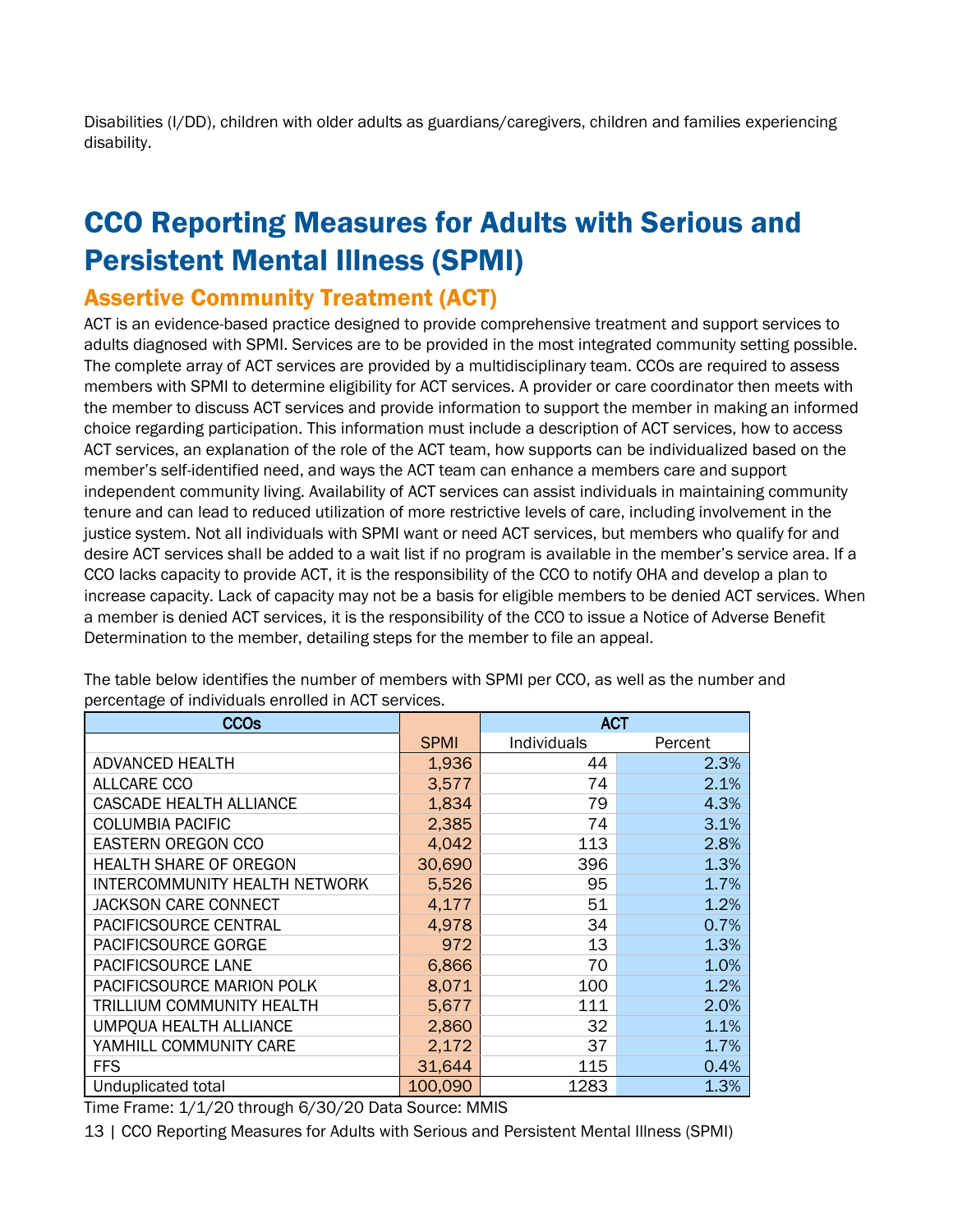Disabilities (I/DD), children with older adults as guardians/caregivers, children and families experiencing disability.

# CCO Reporting Measures for Adults with Serious and Persistent Mental Illness (SPMI)

## Assertive Community Treatment (ACT)

ACT is an evidence-based practice designed to provide comprehensive treatment and support services to adults diagnosed with SPMI. Services are to be provided in the most integrated community setting possible. The complete array of ACT services are provided by a multidisciplinary team. CCOs are required to assess members with SPMI to determine eligibility for ACT services. A provider or care coordinator then meets with the member to discuss ACT services and provide information to support the member in making an informed choice regarding participation. This information must include a description of ACT services, how to access ACT services, an explanation of the role of the ACT team, how supports can be individualized based on the member's self-identified need, and ways the ACT team can enhance a members care and support independent community living. Availability of ACT services can assist individuals in maintaining community tenure and can lead to reduced utilization of more restrictive levels of care, including involvement in the justice system. Not all individuals with SPMI want or need ACT services, but members who qualify for and desire ACT services shall be added to a wait list if no program is available in the member's service area. If a CCO lacks capacity to provide ACT, it is the responsibility of the CCO to notify OHA and develop a plan to increase capacity. Lack of capacity may not be a basis for eligible members to be denied ACT services. When a member is denied ACT services, it is the responsibility of the CCO to issue a Notice of Adverse Benefit Determination to the member, detailing steps for the member to file an appeal.

The table below identifies the number of members with SPMI per CCO, as well as the number and percentage of individuals enrolled in ACT services.

| CCOs | | ACT | |
|---|---|---|---|
| | SPMI | Individuals | Percent |
| ADVANCED HEALTH | 1,936 | 44 | 2.3% |
| ALLCARE CCO | 3,577 | 74 | 2.1% |
| CASCADE HEALTH ALLIANCE | 1,834 | 79 | 4.3% |
| COLUMBIA PACIFIC | 2,385 | 74 | 3.1% |
| EASTERN OREGON CCO | 4,042 | 113 | 2.8% |
| HEALTH SHARE OF OREGON | 30,690 | 396 | 1.3% |
| INTERCOMMUNITY HEALTH NETWORK | 5,526 | 95 | 1.7% |
| JACKSON CARE CONNECT | 4,177 | 51 | 1.2% |
| PACIFICSOURCE CENTRAL | 4,978 | 34 | 0.7% |
| PACIFICSOURCE GORGE | 972 | 13 | 1.3% |
| PACIFICSOURCE LANE | 6,866 | 70 | 1.0% |
| PACIFICSOURCE MARION POLK | 8,071 | 100 | 1.2% |
| TRILLIUM COMMUNITY HEALTH | 5,677 | 111 | 2.0% |
| UMPQUA HEALTH ALLIANCE | 2,860 | 32 | 1.1% |
| YAMHILL COMMUNITY CARE | 2,172 | 37 | 1.7% |
| FFS | 31,644 | 115 | 0.4% |
| Unduplicated total | 100,090 | 1283 | 1.3% |

Time Frame: 1/1/20 through 6/30/20 Data Source: MMIS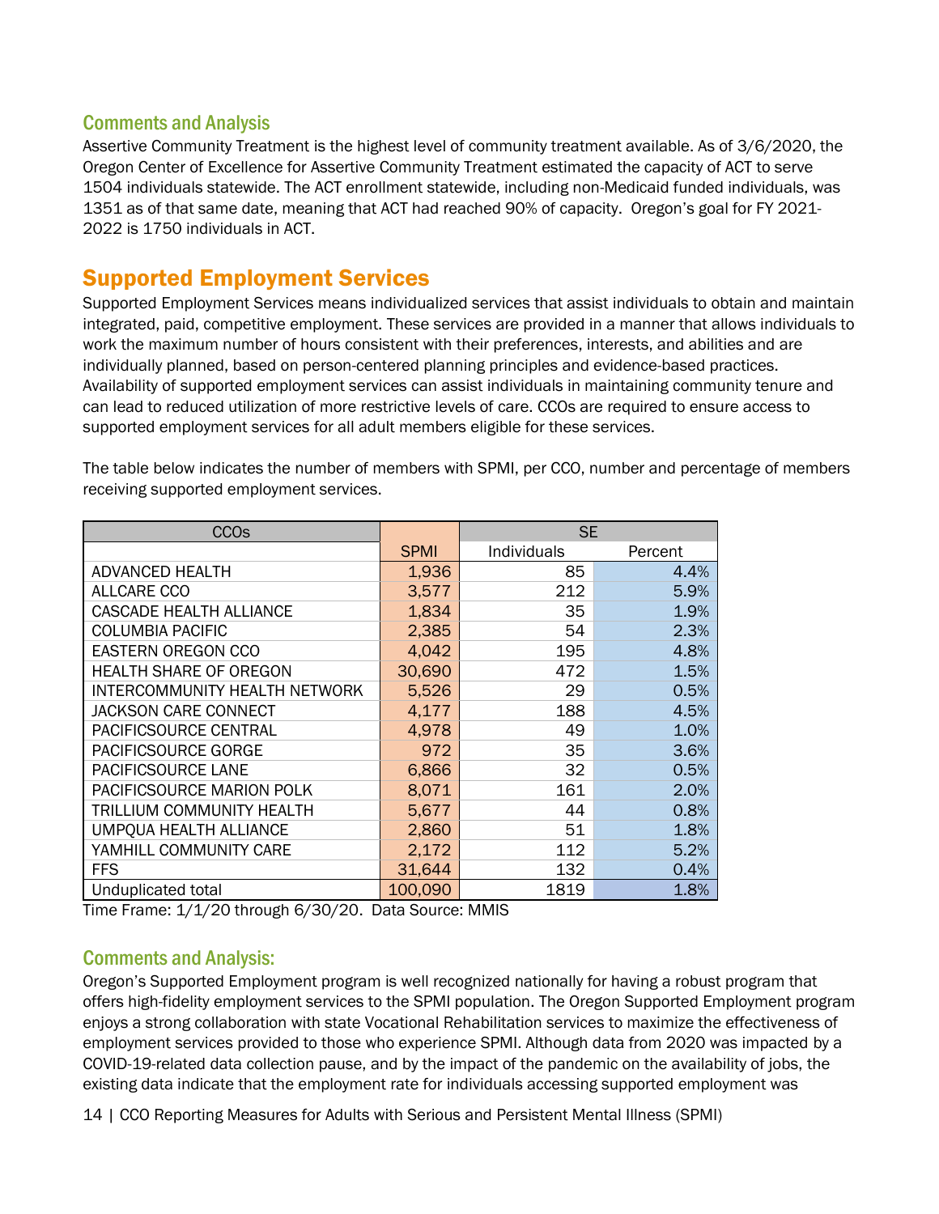### Comments and Analysis

Assertive Community Treatment is the highest level of community treatment available. As of 3/6/2020, the Oregon Center of Excellence for Assertive Community Treatment estimated the capacity of ACT to serve 1504 individuals statewide. The ACT enrollment statewide, including non-Medicaid funded individuals, was 1351 as of that same date, meaning that ACT had reached 90% of capacity. Oregon's goal for FY 2021-2022 is 1750 individuals in ACT.

## Supported Employment Services

Supported Employment Services means individualized services that assist individuals to obtain and maintain integrated, paid, competitive employment. These services are provided in a manner that allows individuals to work the maximum number of hours consistent with their preferences, interests, and abilities and are individually planned, based on person-centered planning principles and evidence-based practices. Availability of supported employment services can assist individuals in maintaining community tenure and can lead to reduced utilization of more restrictive levels of care. CCOs are required to ensure access to supported employment services for all adult members eligible for these services.

The table below indicates the number of members with SPMI, per CCO, number and percentage of members receiving supported employment services.

| CCOs | | SE | |
|---|---|---|---|
| | SPMI | Individuals | Percent |
| ADVANCED HEALTH | 1,936 | 85 | 4.4% |
| ALLCARE CCO | 3,577 | 212 | 5.9% |
| CASCADE HEALTH ALLIANCE | 1,834 | 35 | 1.9% |
| COLUMBIA PACIFIC | 2,385 | 54 | 2.3% |
| EASTERN OREGON CCO | 4,042 | 195 | 4.8% |
| HEALTH SHARE OF OREGON | 30,690 | 472 | 1.5% |
| INTERCOMMUNITY HEALTH NETWORK | 5,526 | 29 | 0.5% |
| JACKSON CARE CONNECT | 4,177 | 188 | 4.5% |
| PACIFICSOURCE CENTRAL | 4,978 | 49 | 1.0% |
| PACIFICSOURCE GORGE | 972 | 35 | 3.6% |
| PACIFICSOURCE LANE | 6,866 | 32 | 0.5% |
| PACIFICSOURCE MARION POLK | 8,071 | 161 | 2.0% |
| TRILLIUM COMMUNITY HEALTH | 5,677 | 44 | 0.8% |
| UMPQUA HEALTH ALLIANCE | 2,860 | 51 | 1.8% |
| YAMHILL COMMUNITY CARE | 2,172 | 112 | 5.2% |
| FFS | 31,644 | 132 | 0.4% |
| Unduplicated total | 100,090 | 1819 | 1.8% |

Time Frame: 1/1/20 through 6/30/20. Data Source: MMIS

### Comments and Analysis:

Oregon's Supported Employment program is well recognized nationally for having a robust program that offers high-fidelity employment services to the SPMI population. The Oregon Supported Employment program enjoys a strong collaboration with state Vocational Rehabilitation services to maximize the effectiveness of employment services provided to those who experience SPMI. Although data from 2020 was impacted by a COVID-19-related data collection pause, and by the impact of the pandemic on the availability of jobs, the existing data indicate that the employment rate for individuals accessing supported employment was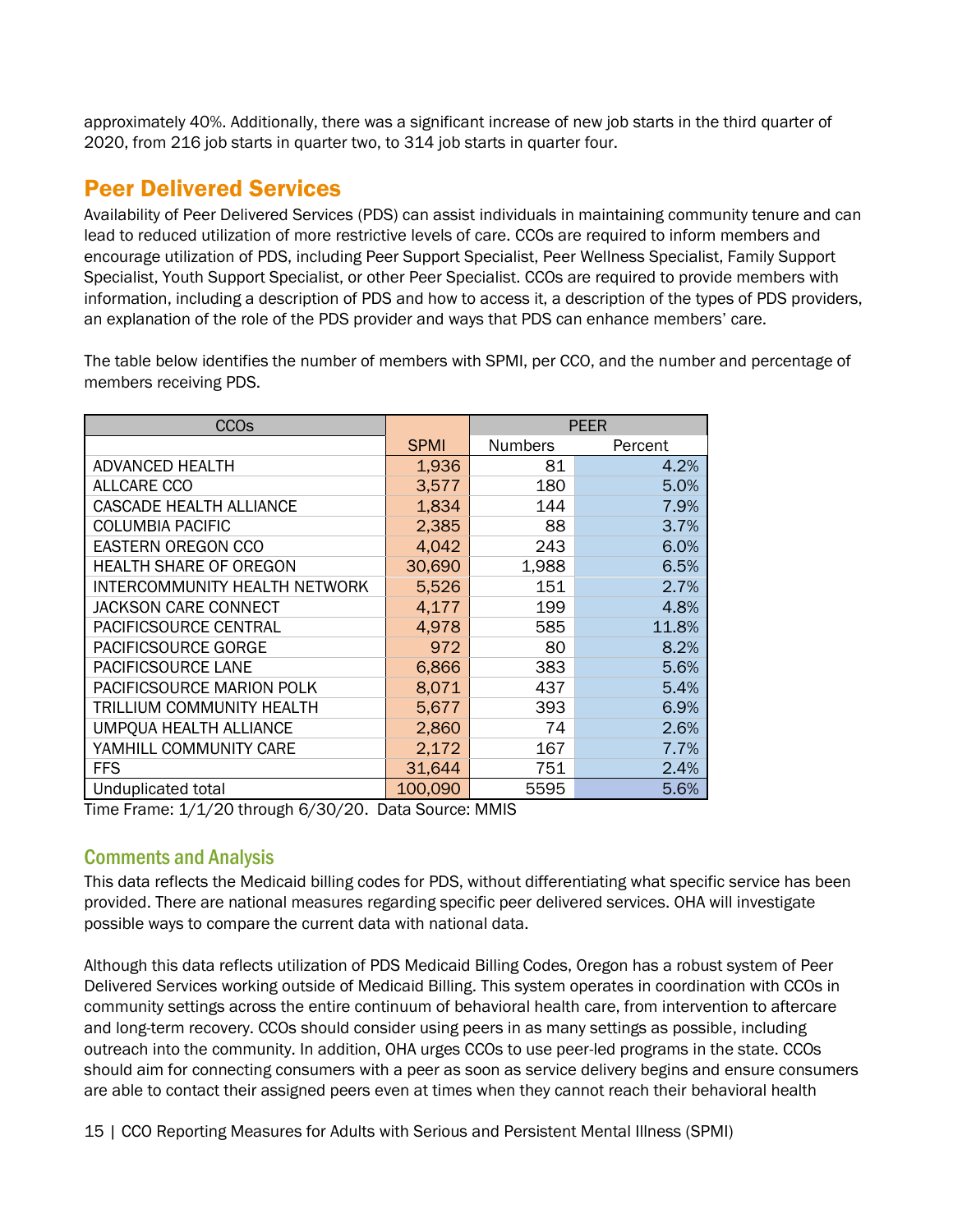approximately 40%. Additionally, there was a significant increase of new job starts in the third quarter of 2020, from 216 job starts in quarter two, to 314 job starts in quarter four.

## Peer Delivered Services

Availability of Peer Delivered Services (PDS) can assist individuals in maintaining community tenure and can lead to reduced utilization of more restrictive levels of care. CCOs are required to inform members and encourage utilization of PDS, including Peer Support Specialist, Peer Wellness Specialist, Family Support Specialist, Youth Support Specialist, or other Peer Specialist. CCOs are required to provide members with information, including a description of PDS and how to access it, a description of the types of PDS providers, an explanation of the role of the PDS provider and ways that PDS can enhance members' care.

The table below identifies the number of members with SPMI, per CCO, and the number and percentage of members receiving PDS.

| CCOs | | PEER | |
|---|---|---|---|
| | SPMI | Numbers | Percent |
| ADVANCED HEALTH | 1,936 | 81 | 4.2% |
| ALLCARE CCO | 3,577 | 180 | 5.0% |
| CASCADE HEALTH ALLIANCE | 1,834 | 144 | 7.9% |
| COLUMBIA PACIFIC | 2,385 | 88 | 3.7% |
| EASTERN OREGON CCO | 4,042 | 243 | 6.0% |
| HEALTH SHARE OF OREGON | 30,690 | 1,988 | 6.5% |
| INTERCOMMUNITY HEALTH NETWORK | 5,526 | 151 | 2.7% |
| JACKSON CARE CONNECT | 4,177 | 199 | 4.8% |
| PACIFICSOURCE CENTRAL | 4,978 | 585 | 11.8% |
| PACIFICSOURCE GORGE | 972 | 80 | 8.2% |
| PACIFICSOURCE LANE | 6,866 | 383 | 5.6% |
| PACIFICSOURCE MARION POLK | 8,071 | 437 | 5.4% |
| TRILLIUM COMMUNITY HEALTH | 5,677 | 393 | 6.9% |
| UMPQUA HEALTH ALLIANCE | 2,860 | 74 | 2.6% |
| YAMHILL COMMUNITY CARE | 2,172 | 167 | 7.7% |
| FFS | 31,644 | 751 | 2.4% |
| Unduplicated total | 100,090 | 5595 | 5.6% |

Time Frame: 1/1/20 through 6/30/20. Data Source: MMIS

### Comments and Analysis

This data reflects the Medicaid billing codes for PDS, without differentiating what specific service has been provided. There are national measures regarding specific peer delivered services. OHA will investigate possible ways to compare the current data with national data.

Although this data reflects utilization of PDS Medicaid Billing Codes, Oregon has a robust system of Peer Delivered Services working outside of Medicaid Billing. This system operates in coordination with CCOs in community settings across the entire continuum of behavioral health care, from intervention to aftercare and long-term recovery. CCOs should consider using peers in as many settings as possible, including outreach into the community. In addition, OHA urges CCOs to use peer-led programs in the state. CCOs should aim for connecting consumers with a peer as soon as service delivery begins and ensure consumers are able to contact their assigned peers even at times when they cannot reach their behavioral health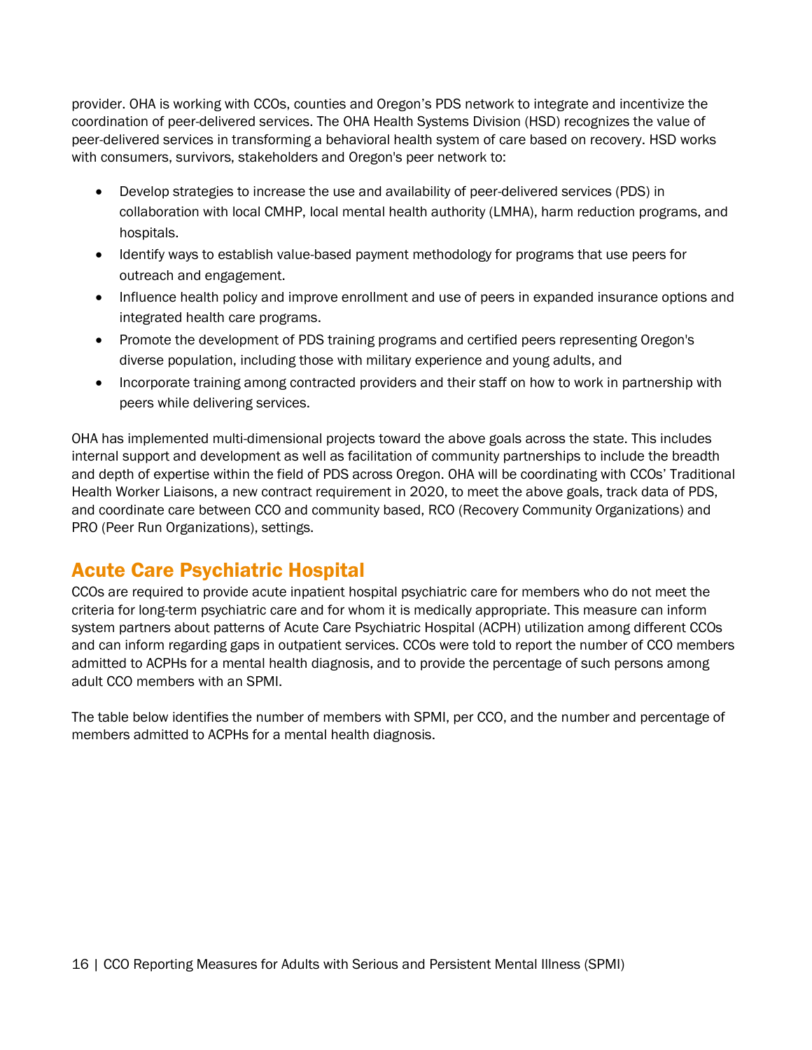provider. OHA is working with CCOs, counties and Oregon's PDS network to integrate and incentivize the coordination of peer-delivered services. The OHA Health Systems Division (HSD) recognizes the value of peer-delivered services in transforming a behavioral health system of care based on recovery. HSD works with consumers, survivors, stakeholders and Oregon's peer network to:

- Develop strategies to increase the use and availability of peer-delivered services (PDS) in collaboration with local CMHP, local mental health authority (LMHA), harm reduction programs, and hospitals.
- Identify ways to establish value-based payment methodology for programs that use peers for outreach and engagement.
- Influence health policy and improve enrollment and use of peers in expanded insurance options and integrated health care programs.
- Promote the development of PDS training programs and certified peers representing Oregon's diverse population, including those with military experience and young adults, and
- Incorporate training among contracted providers and their staff on how to work in partnership with peers while delivering services.

OHA has implemented multi-dimensional projects toward the above goals across the state. This includes internal support and development as well as facilitation of community partnerships to include the breadth and depth of expertise within the field of PDS across Oregon. OHA will be coordinating with CCOs' Traditional Health Worker Liaisons, a new contract requirement in 2020, to meet the above goals, track data of PDS, and coordinate care between CCO and community based, RCO (Recovery Community Organizations) and PRO (Peer Run Organizations), settings.

## Acute Care Psychiatric Hospital

CCOs are required to provide acute inpatient hospital psychiatric care for members who do not meet the criteria for long-term psychiatric care and for whom it is medically appropriate. This measure can inform system partners about patterns of Acute Care Psychiatric Hospital (ACPH) utilization among different CCOs and can inform regarding gaps in outpatient services. CCOs were told to report the number of CCO members admitted to ACPHs for a mental health diagnosis, and to provide the percentage of such persons among adult CCO members with an SPMI.

The table below identifies the number of members with SPMI, per CCO, and the number and percentage of members admitted to ACPHs for a mental health diagnosis.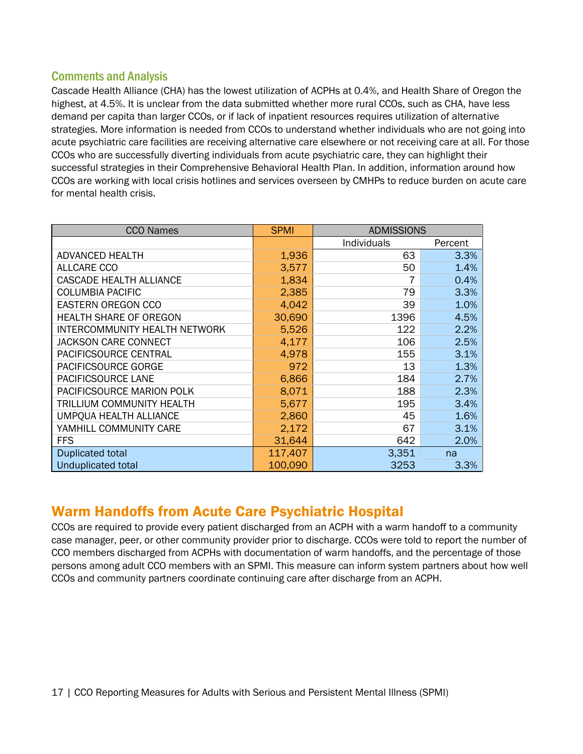## Comments and Analysis

Cascade Health Alliance (CHA) has the lowest utilization of ACPHs at 0.4%, and Health Share of Oregon the highest, at 4.5%. It is unclear from the data submitted whether more rural CCOs, such as CHA, have less demand per capita than larger CCOs, or if lack of inpatient resources requires utilization of alternative strategies. More information is needed from CCOs to understand whether individuals who are not going into acute psychiatric care facilities are receiving alternative care elsewhere or not receiving care at all. For those CCOs who are successfully diverting individuals from acute psychiatric care, they can highlight their successful strategies in their Comprehensive Behavioral Health Plan. In addition, information around how CCOs are working with local crisis hotlines and services overseen by CMHPs to reduce burden on acute care for mental health crisis.

| CCO Names | SPMI | ADMISSIONS | |
|---|---|---|---|
| | | Individuals | Percent |
| ADVANCED HEALTH | 1,936 | 63 | 3.3% |
| ALLCARE CCO | 3,577 | 50 | 1.4% |
| CASCADE HEALTH ALLIANCE | 1,834 | 7 | 0.4% |
| COLUMBIA PACIFIC | 2,385 | 79 | 3.3% |
| EASTERN OREGON CCO | 4,042 | 39 | 1.0% |
| HEALTH SHARE OF OREGON | 30,690 | 1396 | 4.5% |
| INTERCOMMUNITY HEALTH NETWORK | 5,526 | 122 | 2.2% |
| JACKSON CARE CONNECT | 4,177 | 106 | 2.5% |
| PACIFICSOURCE CENTRAL | 4,978 | 155 | 3.1% |
| PACIFICSOURCE GORGE | 972 | 13 | 1.3% |
| PACIFICSOURCE LANE | 6,866 | 184 | 2.7% |
| PACIFICSOURCE MARION POLK | 8,071 | 188 | 2.3% |
| TRILLIUM COMMUNITY HEALTH | 5,677 | 195 | 3.4% |
| UMPQUA HEALTH ALLIANCE | 2,860 | 45 | 1.6% |
| YAMHILL COMMUNITY CARE | 2,172 | 67 | 3.1% |
| FFS | 31,644 | 642 | 2.0% |
| Duplicated total | 117,407 | 3,351 | na |
| Unduplicated total | 100,090 | 3253 | 3.3% |

# Warm Handoffs from Acute Care Psychiatric Hospital

CCOs are required to provide every patient discharged from an ACPH with a warm handoff to a community case manager, peer, or other community provider prior to discharge. CCOs were told to report the number of CCO members discharged from ACPHs with documentation of warm handoffs, and the percentage of those persons among adult CCO members with an SPMI. This measure can inform system partners about how well CCOs and community partners coordinate continuing care after discharge from an ACPH.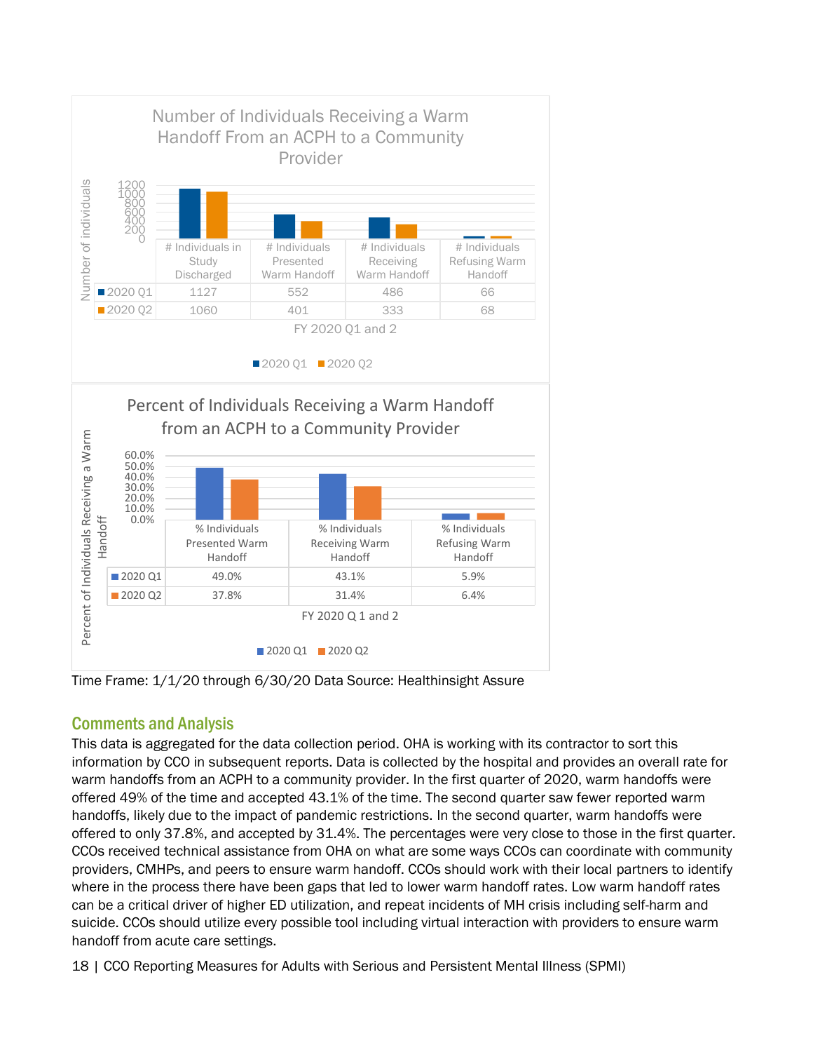Number of Individuals Receiving a Warm Handoff From an ACPH to a Community Provider

Number of individuals

1200
1000
800
600
400
200
0

# Individuals in Study Discharged
# Individuals Presented Warm Handoff
# Individuals Receiving Warm Handoff
# Individuals Refusing Warm Handoff

2020 Q1 1127 552 486 66

2020 Q2 1060 401 333 68

FY 2020 Q1 and 2

2020 Q1 2020 Q2

Percent of Individuals Receiving a Warm Handoff from an ACPH to a Community Provider

Percent of Individuals Receiving a Warm Handoff

60.0%
50.0%
40.0%
30.0%
20.0%
10.0%
0.0%

% Individuals Presented Warm Handoff
% Individuals Receiving Warm Handoff
% Individuals Refusing Warm Handoff

2020 Q1 49.0% 43.1% 5.9%

2020 Q2 37.8% 31.4% 6.4%

FY 2020 Q 1 and 2

2020 Q1 2020 Q2

Time Frame: 1/1/20 through 6/30/20 Data Source: Healthinsight Assure

## Comments and Analysis

This data is aggregated for the data collection period. OHA is working with its contractor to sort this information by CCO in subsequent reports. Data is collected by the hospital and provides an overall rate for warm handoffs from an ACPH to a community provider. In the first quarter of 2020, warm handoffs were offered 49% of the time and accepted 43.1% of the time. The second quarter saw fewer reported warm handoffs, likely due to the impact of pandemic restrictions. In the second quarter, warm handoffs were offered to only 37.8%, and accepted by 31.4%. The percentages were very close to those in the first quarter. CCOs received technical assistance from OHA on what are some ways CCOs can coordinate with community providers, CMHPs, and peers to ensure warm handoff. CCOs should work with their local partners to identify where in the process there have been gaps that led to lower warm handoff rates. Low warm handoff rates can be a critical driver of higher ED utilization, and repeat incidents of MH crisis including self-harm and suicide. CCOs should utilize every possible tool including virtual interaction with providers to ensure warm handoff from acute care settings.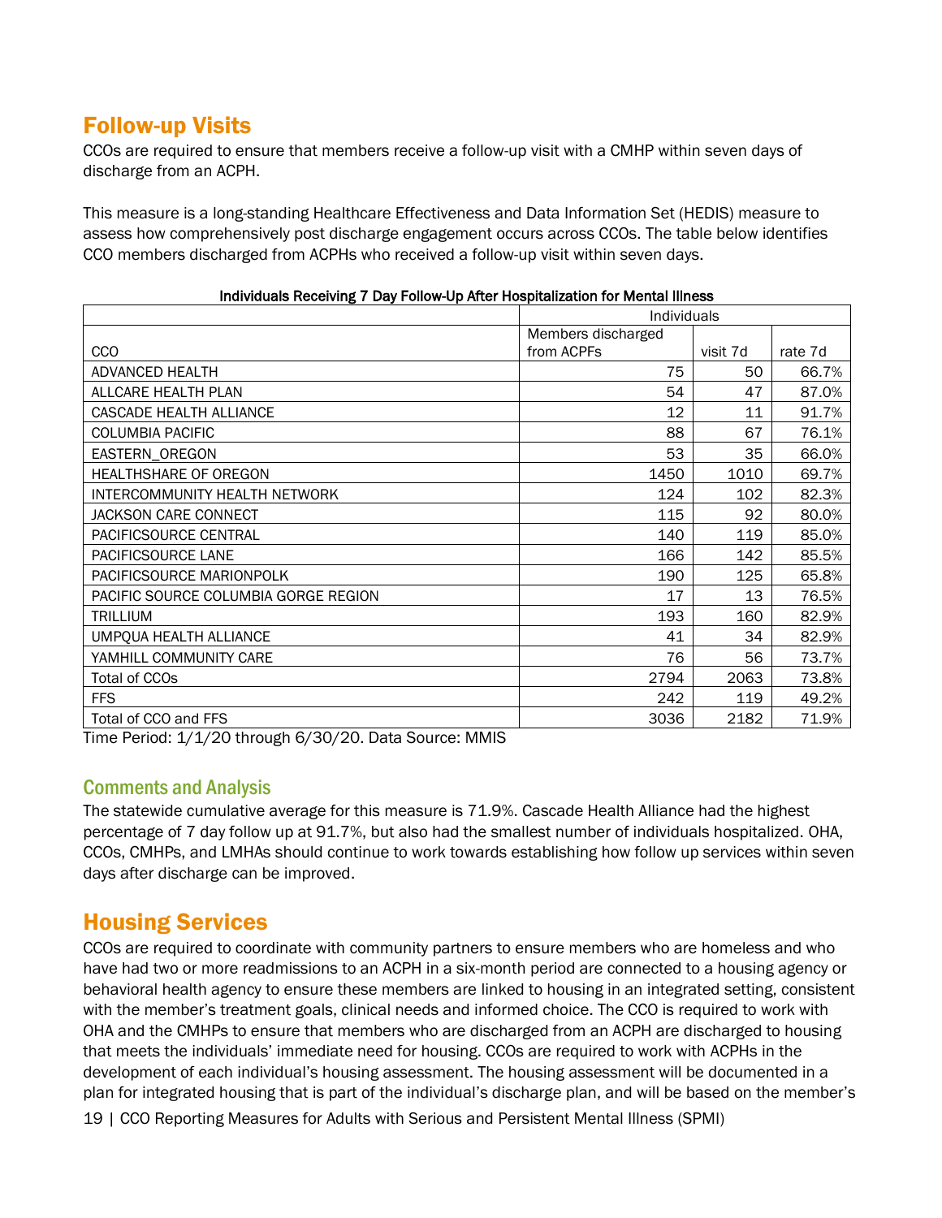## Follow-up Visits

CCOs are required to ensure that members receive a follow-up visit with a CMHP within seven days of discharge from an ACPH.

This measure is a long-standing Healthcare Effectiveness and Data Information Set (HEDIS) measure to assess how comprehensively post discharge engagement occurs across CCOs. The table below identifies CCO members discharged from ACPHs who received a follow-up visit within seven days.

**Individuals Receiving 7 Day Follow-Up After Hospitalization for Mental Illness**

| | Individuals | | |
|---|---|---|---|
| CCO | Members discharged from ACPFs | visit 7d | rate 7d |
| ADVANCED HEALTH | 75 | 50 | 66.7% |
| ALLCARE HEALTH PLAN | 54 | 47 | 87.0% |
| CASCADE HEALTH ALLIANCE | 12 | 11 | 91.7% |
| COLUMBIA PACIFIC | 88 | 67 | 76.1% |
| EASTERN_OREGON | 53 | 35 | 66.0% |
| HEALTHSHARE OF OREGON | 1450 | 1010 | 69.7% |
| INTERCOMMUNITY HEALTH NETWORK | 124 | 102 | 82.3% |
| JACKSON CARE CONNECT | 115 | 92 | 80.0% |
| PACIFICSOURCE CENTRAL | 140 | 119 | 85.0% |
| PACIFICSOURCE LANE | 166 | 142 | 85.5% |
| PACIFICSOURCE MARIONPOLK | 190 | 125 | 65.8% |
| PACIFIC SOURCE COLUMBIA GORGE REGION | 17 | 13 | 76.5% |
| TRILLIUM | 193 | 160 | 82.9% |
| UMPQUA HEALTH ALLIANCE | 41 | 34 | 82.9% |
| YAMHILL COMMUNITY CARE | 76 | 56 | 73.7% |
| Total of CCOs | 2794 | 2063 | 73.8% |
| FFS | 242 | 119 | 49.2% |
| Total of CCO and FFS | 3036 | 2182 | 71.9% |

Time Period: 1/1/20 through 6/30/20. Data Source: MMIS

### Comments and Analysis

The statewide cumulative average for this measure is 71.9%. Cascade Health Alliance had the highest percentage of 7 day follow up at 91.7%, but also had the smallest number of individuals hospitalized. OHA, CCOs, CMHPs, and LMHAs should continue to work towards establishing how follow up services within seven days after discharge can be improved.

## Housing Services

CCOs are required to coordinate with community partners to ensure members who are homeless and who have had two or more readmissions to an ACPH in a six-month period are connected to a housing agency or behavioral health agency to ensure these members are linked to housing in an integrated setting, consistent with the member's treatment goals, clinical needs and informed choice. The CCO is required to work with OHA and the CMHPs to ensure that members who are discharged from an ACPH are discharged to housing that meets the individuals' immediate need for housing. CCOs are required to work with ACPHs in the development of each individual's housing assessment. The housing assessment will be documented in a plan for integrated housing that is part of the individual's discharge plan, and will be based on the member's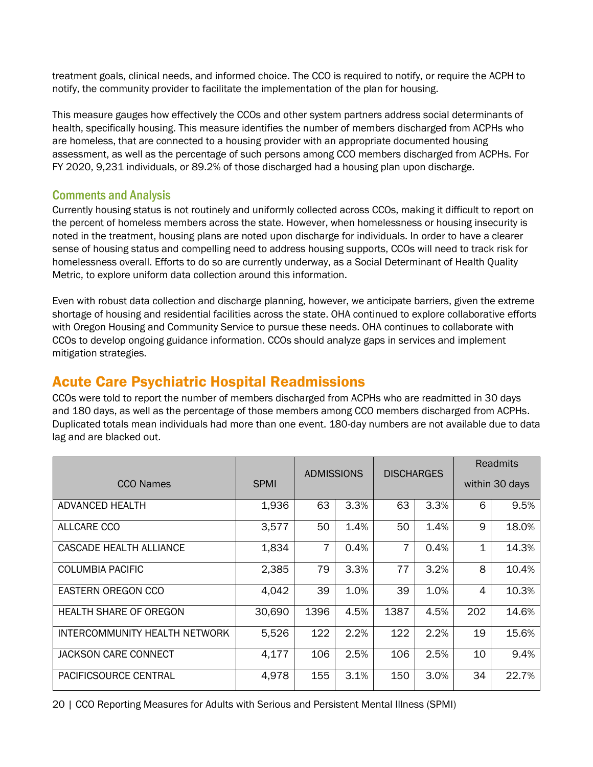treatment goals, clinical needs, and informed choice. The CCO is required to notify, or require the ACPH to notify, the community provider to facilitate the implementation of the plan for housing.

This measure gauges how effectively the CCOs and other system partners address social determinants of health, specifically housing. This measure identifies the number of members discharged from ACPHs who are homeless, that are connected to a housing provider with an appropriate documented housing assessment, as well as the percentage of such persons among CCO members discharged from ACPHs. For FY 2020, 9,231 individuals, or 89.2% of those discharged had a housing plan upon discharge.

### Comments and Analysis

Currently housing status is not routinely and uniformly collected across CCOs, making it difficult to report on the percent of homeless members across the state. However, when homelessness or housing insecurity is noted in the treatment, housing plans are noted upon discharge for individuals. In order to have a clearer sense of housing status and compelling need to address housing supports, CCOs will need to track risk for homelessness overall. Efforts to do so are currently underway, as a Social Determinant of Health Quality Metric, to explore uniform data collection around this information.

Even with robust data collection and discharge planning, however, we anticipate barriers, given the extreme shortage of housing and residential facilities across the state. OHA continued to explore collaborative efforts with Oregon Housing and Community Service to pursue these needs. OHA continues to collaborate with CCOs to develop ongoing guidance information. CCOs should analyze gaps in services and implement mitigation strategies.

## Acute Care Psychiatric Hospital Readmissions

CCOs were told to report the number of members discharged from ACPHs who are readmitted in 30 days and 180 days, as well as the percentage of those members among CCO members discharged from ACPHs. Duplicated totals mean individuals had more than one event. 180-day numbers are not available due to data lag and are blacked out.

| CCO Names | SPMI | ADMISSIONS | | DISCHARGES | | Readmits within 30 days | |
|---|---|---|---|---|---|---|---|
| ADVANCED HEALTH | 1,936 | 63 | 3.3% | 63 | 3.3% | 6 | 9.5% |
| ALLCARE CCO | 3,577 | 50 | 1.4% | 50 | 1.4% | 9 | 18.0% |
| CASCADE HEALTH ALLIANCE | 1,834 | 7 | 0.4% | 7 | 0.4% | 1 | 14.3% |
| COLUMBIA PACIFIC | 2,385 | 79 | 3.3% | 77 | 3.2% | 8 | 10.4% |
| EASTERN OREGON CCO | 4,042 | 39 | 1.0% | 39 | 1.0% | 4 | 10.3% |
| HEALTH SHARE OF OREGON | 30,690 | 1396 | 4.5% | 1387 | 4.5% | 202 | 14.6% |
| INTERCOMMUNITY HEALTH NETWORK | 5,526 | 122 | 2.2% | 122 | 2.2% | 19 | 15.6% |
| JACKSON CARE CONNECT | 4,177 | 106 | 2.5% | 106 | 2.5% | 10 | 9.4% |
| PACIFICSOURCE CENTRAL | 4,978 | 155 | 3.1% | 150 | 3.0% | 34 | 22.7% |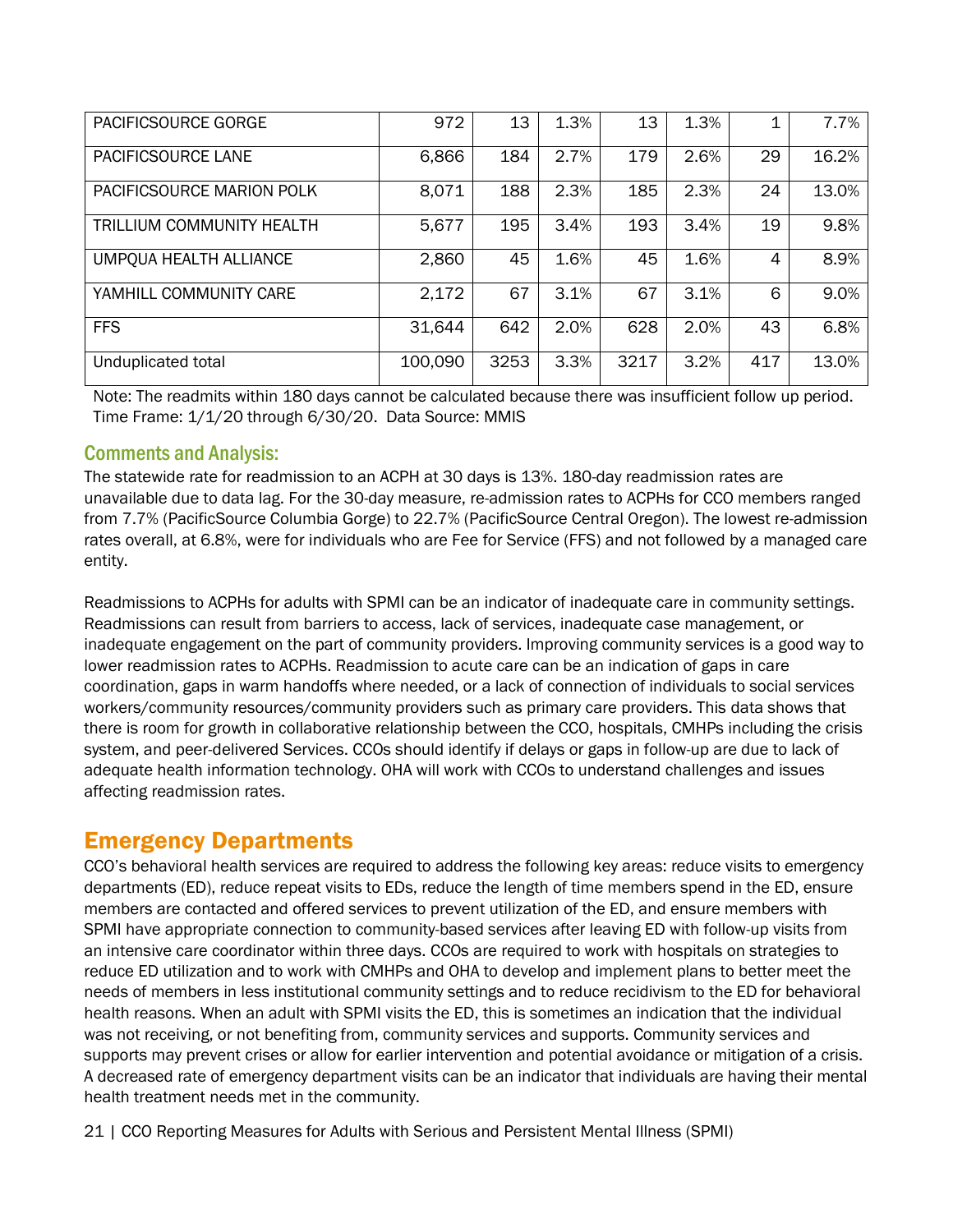| | | | | | | | |
|---|---|---|---|---|---|---|---|
| PACIFICSOURCE GORGE | 972 | 13 | 1.3% | 13 | 1.3% | 1 | 7.7% |
| PACIFICSOURCE LANE | 6,866 | 184 | 2.7% | 179 | 2.6% | 29 | 16.2% |
| PACIFICSOURCE MARION POLK | 8,071 | 188 | 2.3% | 185 | 2.3% | 24 | 13.0% |
| TRILLIUM COMMUNITY HEALTH | 5,677 | 195 | 3.4% | 193 | 3.4% | 19 | 9.8% |
| UMPQUA HEALTH ALLIANCE | 2,860 | 45 | 1.6% | 45 | 1.6% | 4 | 8.9% |
| YAMHILL COMMUNITY CARE | 2,172 | 67 | 3.1% | 67 | 3.1% | 6 | 9.0% |
| FFS | 31,644 | 642 | 2.0% | 628 | 2.0% | 43 | 6.8% |
| Unduplicated total | 100,090 | 3253 | 3.3% | 3217 | 3.2% | 417 | 13.0% |

Note: The readmits within 180 days cannot be calculated because there was insufficient follow up period. Time Frame: 1/1/20 through 6/30/20. Data Source: MMIS

### Comments and Analysis:

The statewide rate for readmission to an ACPH at 30 days is 13%. 180-day readmission rates are unavailable due to data lag. For the 30-day measure, re-admission rates to ACPHs for CCO members ranged from 7.7% (PacificSource Columbia Gorge) to 22.7% (PacificSource Central Oregon). The lowest re-admission rates overall, at 6.8%, were for individuals who are Fee for Service (FFS) and not followed by a managed care entity.

Readmissions to ACPHs for adults with SPMI can be an indicator of inadequate care in community settings. Readmissions can result from barriers to access, lack of services, inadequate case management, or inadequate engagement on the part of community providers. Improving community services is a good way to lower readmission rates to ACPHs. Readmission to acute care can be an indication of gaps in care coordination, gaps in warm handoffs where needed, or a lack of connection of individuals to social services workers/community resources/community providers such as primary care providers. This data shows that there is room for growth in collaborative relationship between the CCO, hospitals, CMHPs including the crisis system, and peer-delivered Services. CCOs should identify if delays or gaps in follow-up are due to lack of adequate health information technology. OHA will work with CCOs to understand challenges and issues affecting readmission rates.

## Emergency Departments

CCO's behavioral health services are required to address the following key areas: reduce visits to emergency departments (ED), reduce repeat visits to EDs, reduce the length of time members spend in the ED, ensure members are contacted and offered services to prevent utilization of the ED, and ensure members with SPMI have appropriate connection to community-based services after leaving ED with follow-up visits from an intensive care coordinator within three days. CCOs are required to work with hospitals on strategies to reduce ED utilization and to work with CMHPs and OHA to develop and implement plans to better meet the needs of members in less institutional community settings and to reduce recidivism to the ED for behavioral health reasons. When an adult with SPMI visits the ED, this is sometimes an indication that the individual was not receiving, or not benefiting from, community services and supports. Community services and supports may prevent crises or allow for earlier intervention and potential avoidance or mitigation of a crisis. A decreased rate of emergency department visits can be an indicator that individuals are having their mental health treatment needs met in the community.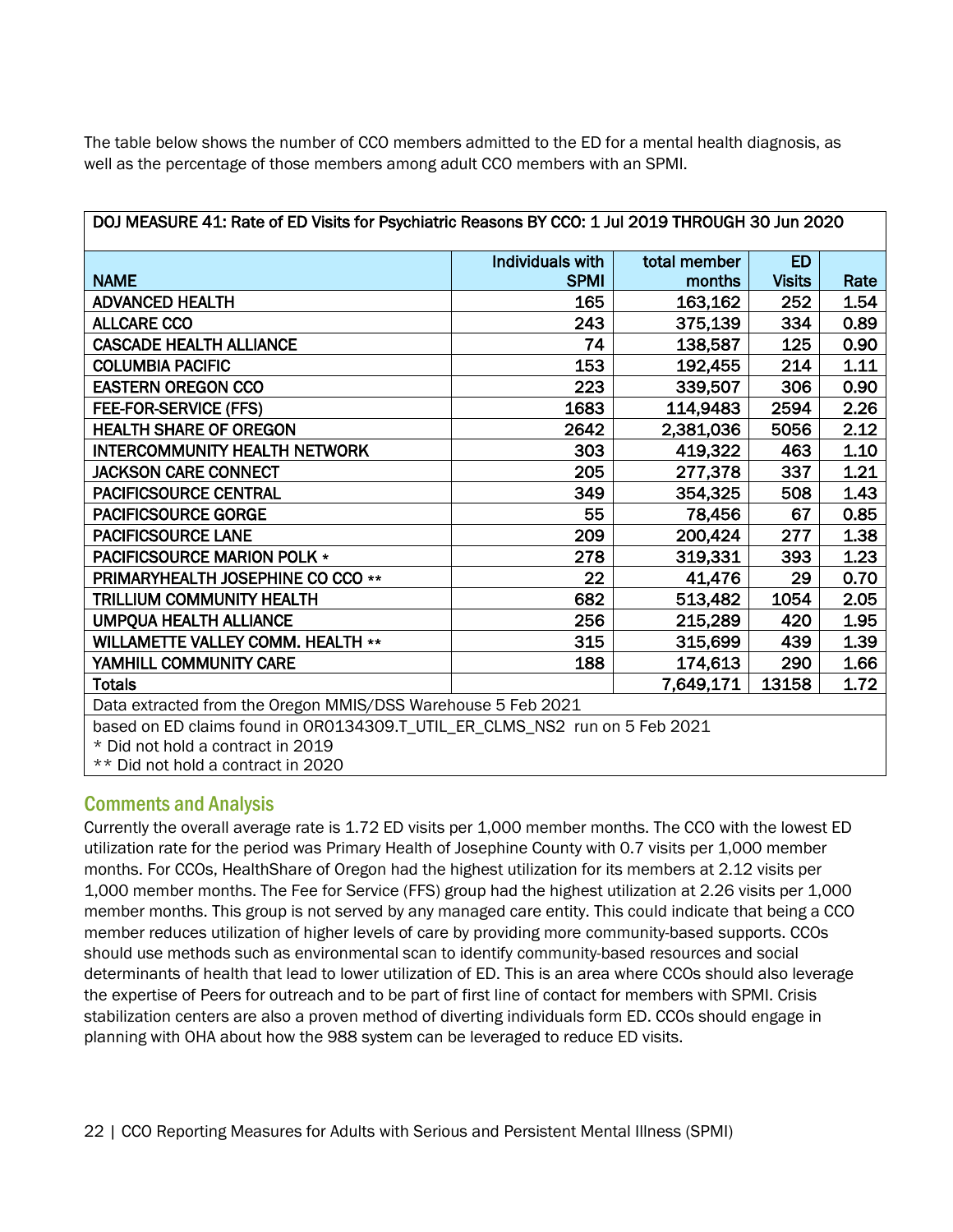The table below shows the number of CCO members admitted to the ED for a mental health diagnosis, as well as the percentage of those members among adult CCO members with an SPMI.

| DOJ MEASURE 41: Rate of ED Visits for Psychiatric Reasons BY CCO: 1 Jul 2019 THROUGH 30 Jun 2020 | | | | |
|---|---|---|---|---|
| NAME | Individuals with SPMI | total member months | ED Visits | Rate |
| ADVANCED HEALTH | 165 | 163,162 | 252 | 1.54 |
| ALLCARE CCO | 243 | 375,139 | 334 | 0.89 |
| CASCADE HEALTH ALLIANCE | 74 | 138,587 | 125 | 0.90 |
| COLUMBIA PACIFIC | 153 | 192,455 | 214 | 1.11 |
| EASTERN OREGON CCO | 223 | 339,507 | 306 | 0.90 |
| FEE-FOR-SERVICE (FFS) | 1683 | 114,9483 | 2594 | 2.26 |
| HEALTH SHARE OF OREGON | 2642 | 2,381,036 | 5056 | 2.12 |
| INTERCOMMUNITY HEALTH NETWORK | 303 | 419,322 | 463 | 1.10 |
| JACKSON CARE CONNECT | 205 | 277,378 | 337 | 1.21 |
| PACIFICSOURCE CENTRAL | 349 | 354,325 | 508 | 1.43 |
| PACIFICSOURCE GORGE | 55 | 78,456 | 67 | 0.85 |
| PACIFICSOURCE LANE | 209 | 200,424 | 277 | 1.38 |
| PACIFICSOURCE MARION POLK * | 278 | 319,331 | 393 | 1.23 |
| PRIMARYHEALTH JOSEPHINE CO CCO ** | 22 | 41,476 | 29 | 0.70 |
| TRILLIUM COMMUNITY HEALTH | 682 | 513,482 | 1054 | 2.05 |
| UMPQUA HEALTH ALLIANCE | 256 | 215,289 | 420 | 1.95 |
| WILLAMETTE VALLEY COMM. HEALTH ** | 315 | 315,699 | 439 | 1.39 |
| YAMHILL COMMUNITY CARE | 188 | 174,613 | 290 | 1.66 |
| Totals | | 7,649,171 | 13158 | 1.72 |
| Data extracted from the Oregon MMIS/DSS Warehouse 5 Feb 2021 | | | | |
| based on ED claims found in OR0134309.T_UTIL_ER_CLMS_NS2 run on 5 Feb 2021 | | | | |
| * Did not hold a contract in 2019 | | | | |
| ** Did not hold a contract in 2020 | | | | |

## Comments and Analysis

Currently the overall average rate is 1.72 ED visits per 1,000 member months. The CCO with the lowest ED utilization rate for the period was Primary Health of Josephine County with 0.7 visits per 1,000 member months. For CCOs, HealthShare of Oregon had the highest utilization for its members at 2.12 visits per 1,000 member months. The Fee for Service (FFS) group had the highest utilization at 2.26 visits per 1,000 member months. This group is not served by any managed care entity. This could indicate that being a CCO member reduces utilization of higher levels of care by providing more community-based supports. CCOs should use methods such as environmental scan to identify community-based resources and social determinants of health that lead to lower utilization of ED. This is an area where CCOs should also leverage the expertise of Peers for outreach and to be part of first line of contact for members with SPMI. Crisis stabilization centers are also a proven method of diverting individuals form ED. CCOs should engage in planning with OHA about how the 988 system can be leveraged to reduce ED visits.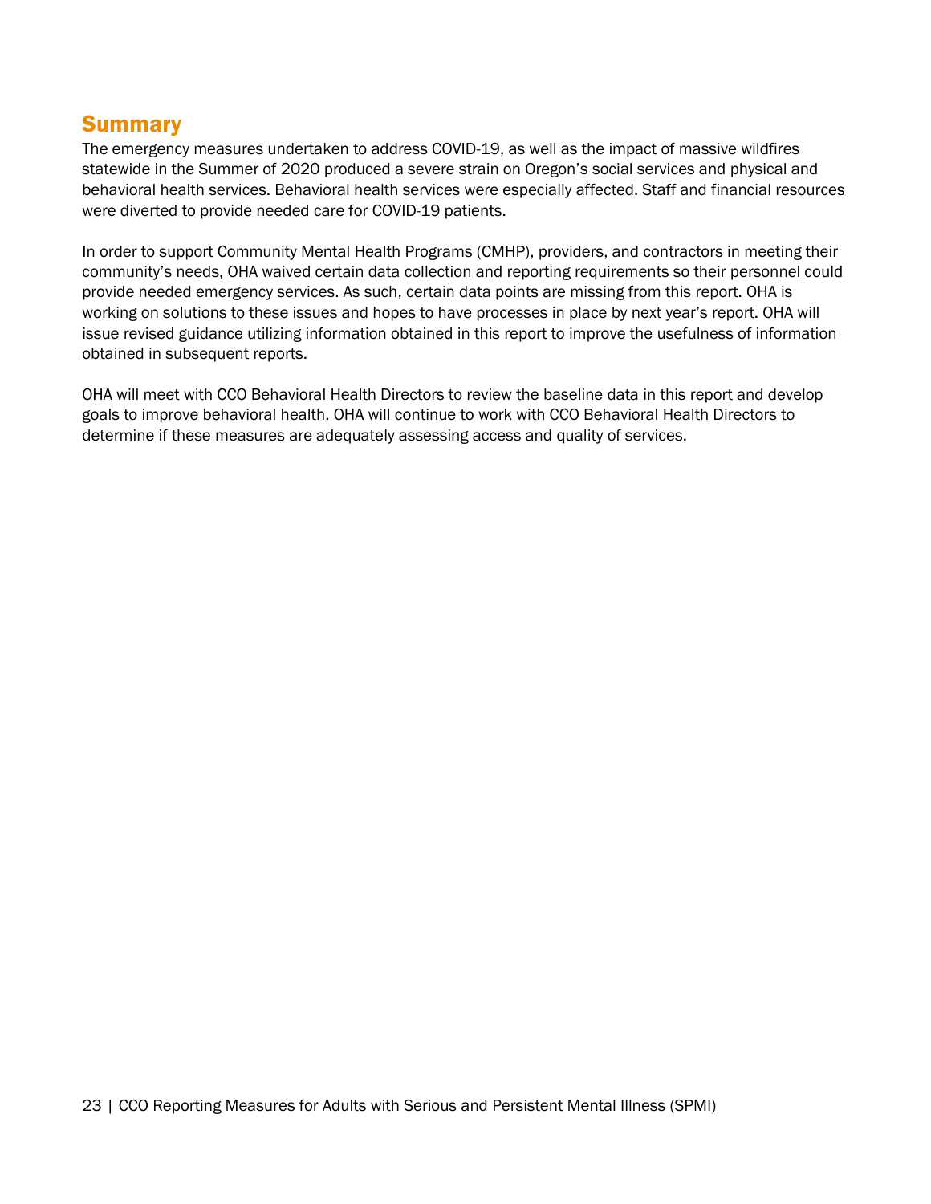## Summary

The emergency measures undertaken to address COVID-19, as well as the impact of massive wildfires statewide in the Summer of 2020 produced a severe strain on Oregon's social services and physical and behavioral health services. Behavioral health services were especially affected. Staff and financial resources were diverted to provide needed care for COVID-19 patients.

In order to support Community Mental Health Programs (CMHP), providers, and contractors in meeting their community's needs, OHA waived certain data collection and reporting requirements so their personnel could provide needed emergency services. As such, certain data points are missing from this report. OHA is working on solutions to these issues and hopes to have processes in place by next year's report. OHA will issue revised guidance utilizing information obtained in this report to improve the usefulness of information obtained in subsequent reports.

OHA will meet with CCO Behavioral Health Directors to review the baseline data in this report and develop goals to improve behavioral health. OHA will continue to work with CCO Behavioral Health Directors to determine if these measures are adequately assessing access and quality of services.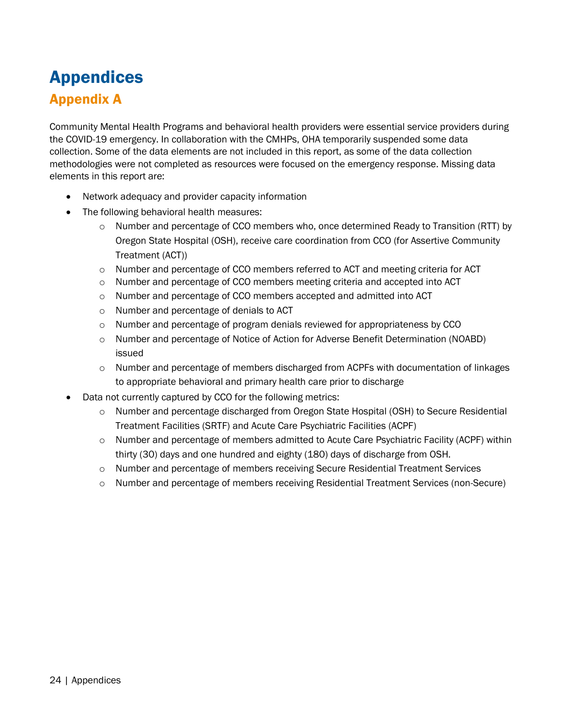# Appendices

## Appendix A

Community Mental Health Programs and behavioral health providers were essential service providers during the COVID-19 emergency. In collaboration with the CMHPs, OHA temporarily suspended some data collection. Some of the data elements are not included in this report, as some of the data collection methodologies were not completed as resources were focused on the emergency response. Missing data elements in this report are:

- Network adequacy and provider capacity information
- The following behavioral health measures:
  - Number and percentage of CCO members who, once determined Ready to Transition (RTT) by Oregon State Hospital (OSH), receive care coordination from CCO (for Assertive Community Treatment (ACT))
  - Number and percentage of CCO members referred to ACT and meeting criteria for ACT
  - Number and percentage of CCO members meeting criteria and accepted into ACT
  - Number and percentage of CCO members accepted and admitted into ACT
  - Number and percentage of denials to ACT
  - Number and percentage of program denials reviewed for appropriateness by CCO
  - Number and percentage of Notice of Action for Adverse Benefit Determination (NOABD) issued
  - Number and percentage of members discharged from ACPFs with documentation of linkages to appropriate behavioral and primary health care prior to discharge
- Data not currently captured by CCO for the following metrics:
  - Number and percentage discharged from Oregon State Hospital (OSH) to Secure Residential Treatment Facilities (SRTF) and Acute Care Psychiatric Facilities (ACPF)
  - Number and percentage of members admitted to Acute Care Psychiatric Facility (ACPF) within thirty (30) days and one hundred and eighty (180) days of discharge from OSH.
  - Number and percentage of members receiving Secure Residential Treatment Services
  - Number and percentage of members receiving Residential Treatment Services (non-Secure)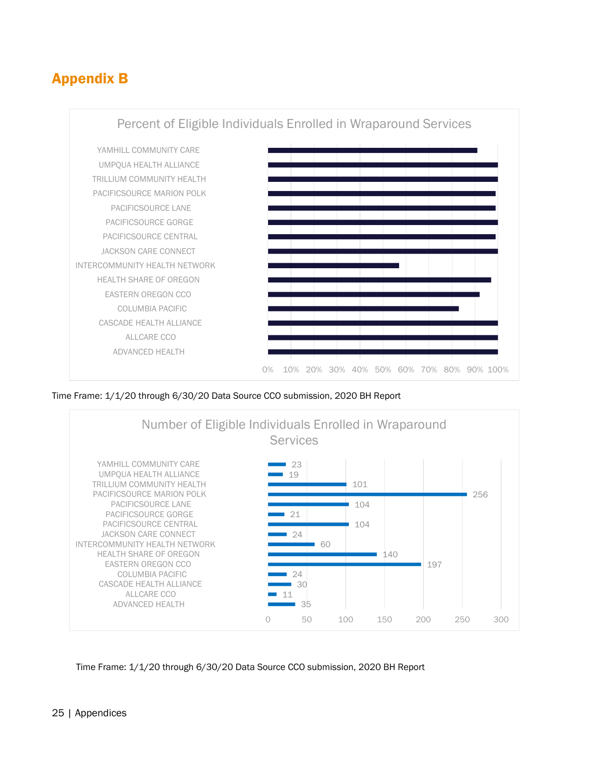# Appendix B

Percent of Eligible Individuals Enrolled in Wraparound Services

YAMHILL COMMUNITY CARE
UMPQUA HEALTH ALLIANCE
TRILLIUM COMMUNITY HEALTH
PACIFICSOURCE MARION POLK
PACIFICSOURCE LANE
PACIFICSOURCE GORGE
PACIFICSOURCE CENTRAL
JACKSON CARE CONNECT
INTERCOMMUNITY HEALTH NETWORK
HEALTH SHARE OF OREGON
EASTERN OREGON CCO
COLUMBIA PACIFIC
CASCADE HEALTH ALLIANCE
ALLCARE CCO
ADVANCED HEALTH

0% 10% 20% 30% 40% 50% 60% 70% 80% 90% 100%

Time Frame: 1/1/20 through 6/30/20 Data Source CCO submission, 2020 BH Report

Number of Eligible Individuals Enrolled in Wraparound Services

YAMHILL COMMUNITY CARE 23
UMPQUA HEALTH ALLIANCE 19
TRILLIUM COMMUNITY HEALTH 101
PACIFICSOURCE MARION POLK 256
PACIFICSOURCE LANE 104
PACIFICSOURCE GORGE 21
PACIFICSOURCE CENTRAL 104
JACKSON CARE CONNECT 24
INTERCOMMUNITY HEALTH NETWORK 60
HEALTH SHARE OF OREGON 140
EASTERN OREGON CCO 197
COLUMBIA PACIFIC 24
CASCADE HEALTH ALLIANCE 30
ALLCARE CCO 11
ADVANCED HEALTH 35

0 50 100 150 200 250 300

Time Frame: 1/1/20 through 6/30/20 Data Source CCO submission, 2020 BH Report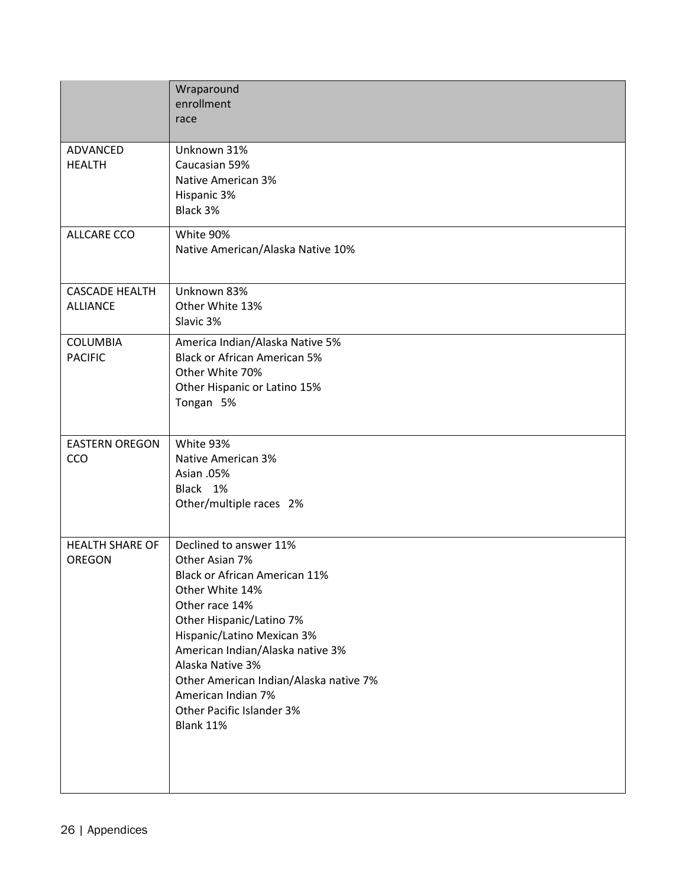| | Wraparound enrollment race |
|---|---|
| ADVANCED HEALTH | Unknown 31%<br>Caucasian 59%<br>Native American 3%<br>Hispanic 3%<br>Black 3% |
| ALLCARE CCO | White 90%<br>Native American/Alaska Native 10% |
| CASCADE HEALTH ALLIANCE | Unknown 83%<br>Other White 13%<br>Slavic 3% |
| COLUMBIA PACIFIC | America Indian/Alaska Native 5%<br>Black or African American 5%<br>Other White 70%<br>Other Hispanic or Latino 15%<br>Tongan 5% |
| EASTERN OREGON CCO | White 93%<br>Native American 3%<br>Asian .05%<br>Black 1%<br>Other/multiple races 2% |
| HEALTH SHARE OF OREGON | Declined to answer 11%<br>Other Asian 7%<br>Black or African American 11%<br>Other White 14%<br>Other race 14%<br>Other Hispanic/Latino 7%<br>Hispanic/Latino Mexican 3%<br>American Indian/Alaska native 3%<br>Alaska Native 3%<br>Other American Indian/Alaska native 7%<br>American Indian 7%<br>Other Pacific Islander 3%<br>Blank 11% |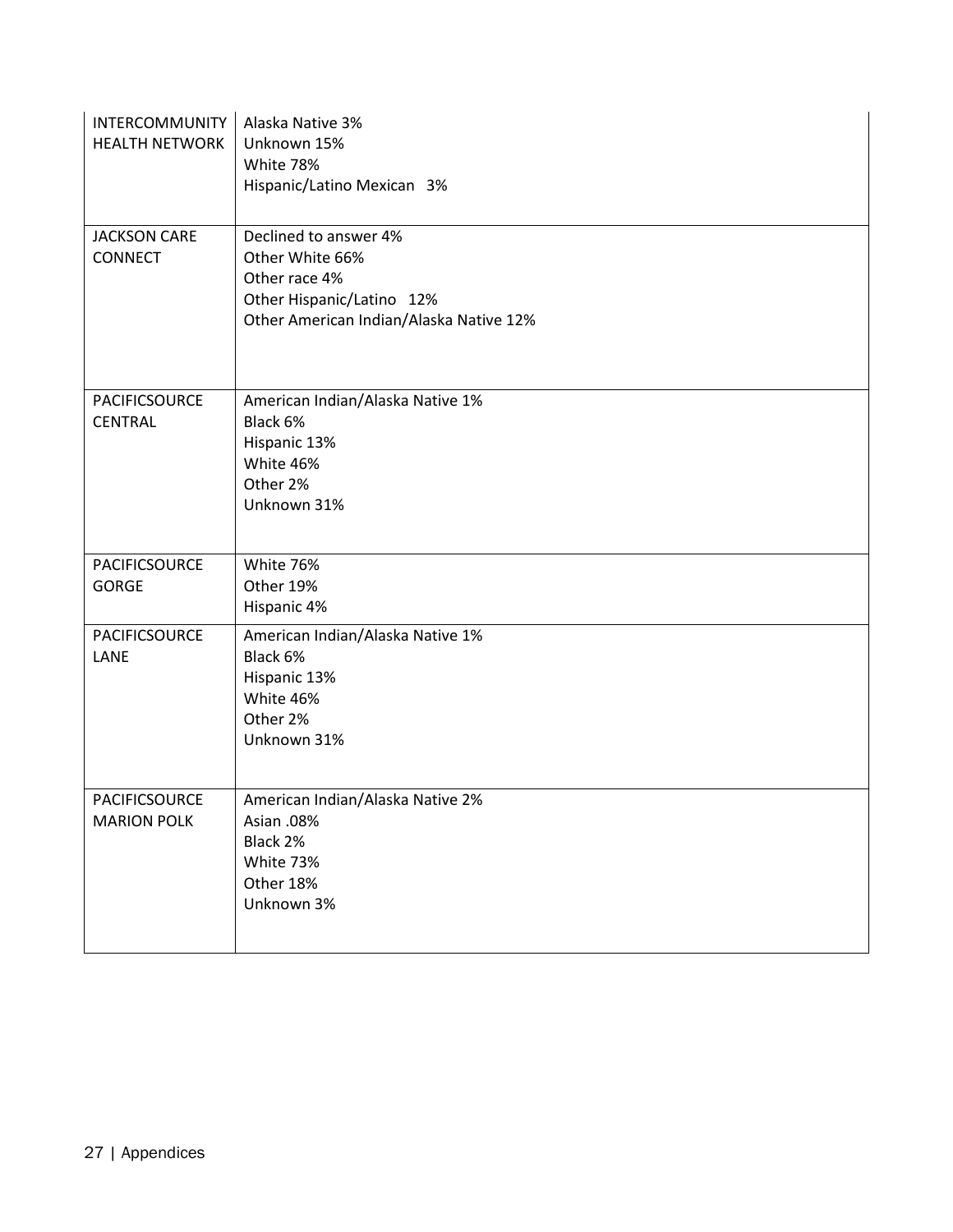| | |
|---|---|
| INTERCOMMUNITY HEALTH NETWORK | Alaska Native 3%<br>Unknown 15%<br>White 78%<br>Hispanic/Latino Mexican 3% |
| JACKSON CARE CONNECT | Declined to answer 4%<br>Other White 66%<br>Other race 4%<br>Other Hispanic/Latino 12%<br>Other American Indian/Alaska Native 12% |
| PACIFICSOURCE CENTRAL | American Indian/Alaska Native 1%<br>Black 6%<br>Hispanic 13%<br>White 46%<br>Other 2%<br>Unknown 31% |
| PACIFICSOURCE GORGE | White 76%<br>Other 19%<br>Hispanic 4% |
| PACIFICSOURCE LANE | American Indian/Alaska Native 1%<br>Black 6%<br>Hispanic 13%<br>White 46%<br>Other 2%<br>Unknown 31% |
| PACIFICSOURCE MARION POLK | American Indian/Alaska Native 2%<br>Asian .08%<br>Black 2%<br>White 73%<br>Other 18%<br>Unknown 3% |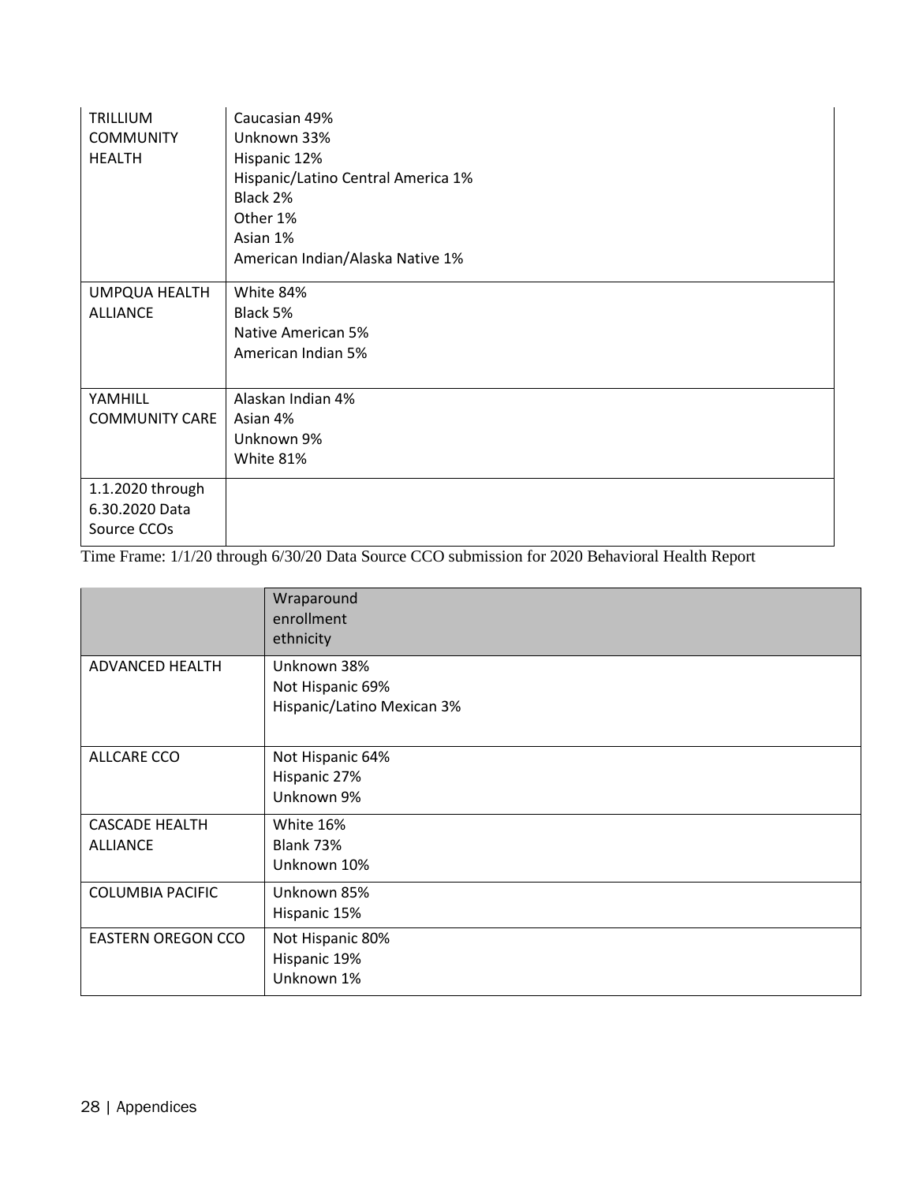| | |
|---|---|
| TRILLIUM COMMUNITY HEALTH | Caucasian 49%<br>Unknown 33%<br>Hispanic 12%<br>Hispanic/Latino Central America 1%<br>Black 2%<br>Other 1%<br>Asian 1%<br>American Indian/Alaska Native 1% |
| UMPQUA HEALTH ALLIANCE | White 84%<br>Black 5%<br>Native American 5%<br>American Indian 5% |
| YAMHILL COMMUNITY CARE | Alaskan Indian 4%<br>Asian 4%<br>Unknown 9%<br>White 81% |
| 1.1.2020 through 6.30.2020 Data Source CCOs | |

Time Frame: 1/1/20 through 6/30/20 Data Source CCO submission for 2020 Behavioral Health Report

| | Wraparound enrollment ethnicity |
|---|---|
| ADVANCED HEALTH | Unknown 38%<br>Not Hispanic 69%<br>Hispanic/Latino Mexican 3% |
| ALLCARE CCO | Not Hispanic 64%<br>Hispanic 27%<br>Unknown 9% |
| CASCADE HEALTH ALLIANCE | White 16%<br>Blank 73%<br>Unknown 10% |
| COLUMBIA PACIFIC | Unknown 85%<br>Hispanic 15% |
| EASTERN OREGON CCO | Not Hispanic 80%<br>Hispanic 19%<br>Unknown 1% |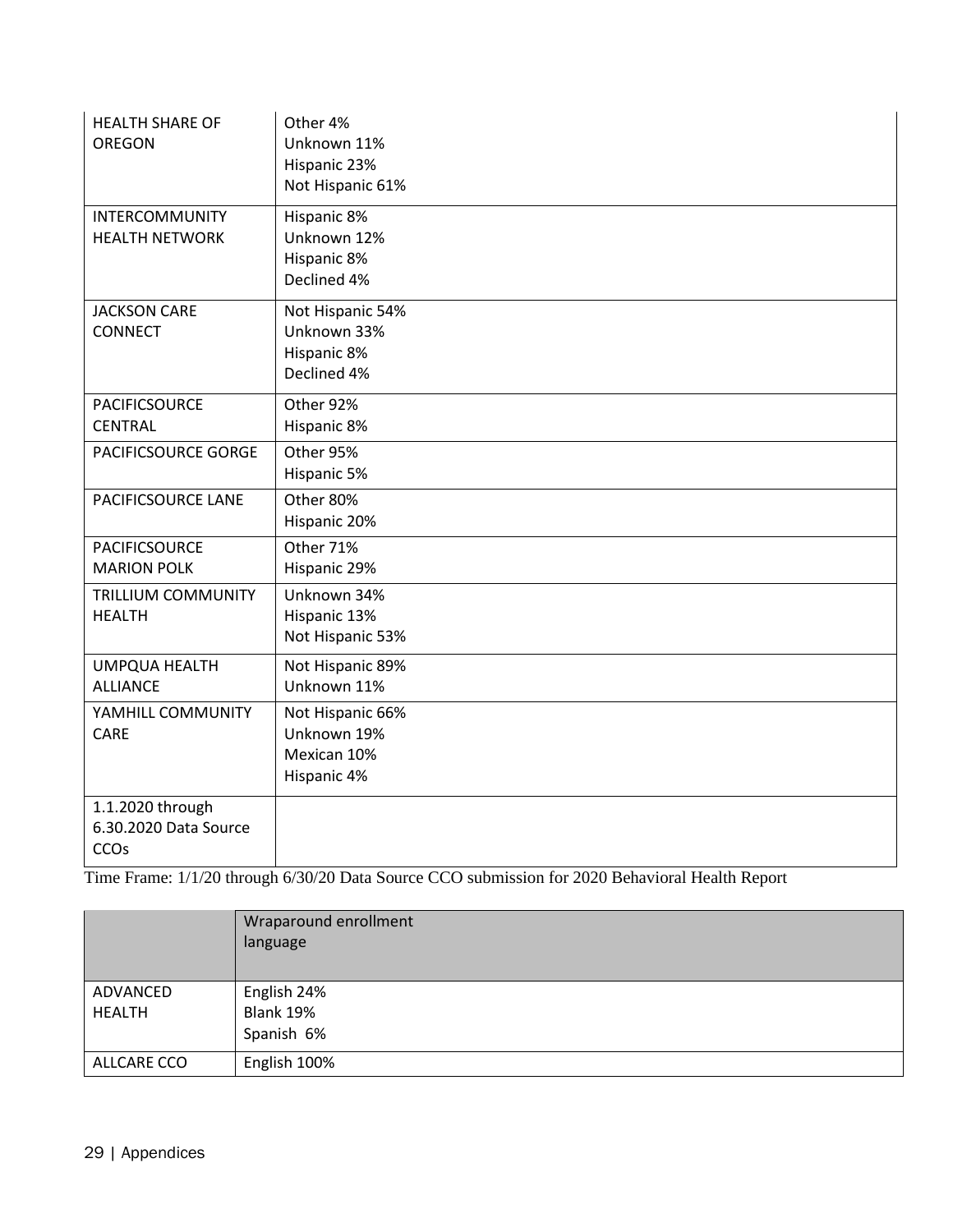| | |
|---|---|
| HEALTH SHARE OF OREGON | Other 4%<br>Unknown 11%<br>Hispanic 23%<br>Not Hispanic 61% |
| INTERCOMMUNITY HEALTH NETWORK | Hispanic 8%<br>Unknown 12%<br>Hispanic 8%<br>Declined 4% |
| JACKSON CARE CONNECT | Not Hispanic 54%<br>Unknown 33%<br>Hispanic 8%<br>Declined 4% |
| PACIFICSOURCE CENTRAL | Other 92%<br>Hispanic 8% |
| PACIFICSOURCE GORGE | Other 95%<br>Hispanic 5% |
| PACIFICSOURCE LANE | Other 80%<br>Hispanic 20% |
| PACIFICSOURCE MARION POLK | Other 71%<br>Hispanic 29% |
| TRILLIUM COMMUNITY HEALTH | Unknown 34%<br>Hispanic 13%<br>Not Hispanic 53% |
| UMPQUA HEALTH ALLIANCE | Not Hispanic 89%<br>Unknown 11% |
| YAMHILL COMMUNITY CARE | Not Hispanic 66%<br>Unknown 19%<br>Mexican 10%<br>Hispanic 4% |
| 1.1.2020 through 6.30.2020 Data Source CCOs | |

Time Frame: 1/1/20 through 6/30/20 Data Source CCO submission for 2020 Behavioral Health Report

| | Wraparound enrollment language |
|---|---|
| ADVANCED HEALTH | English 24%<br>Blank 19%<br>Spanish 6% |
| ALLCARE CCO | English 100% |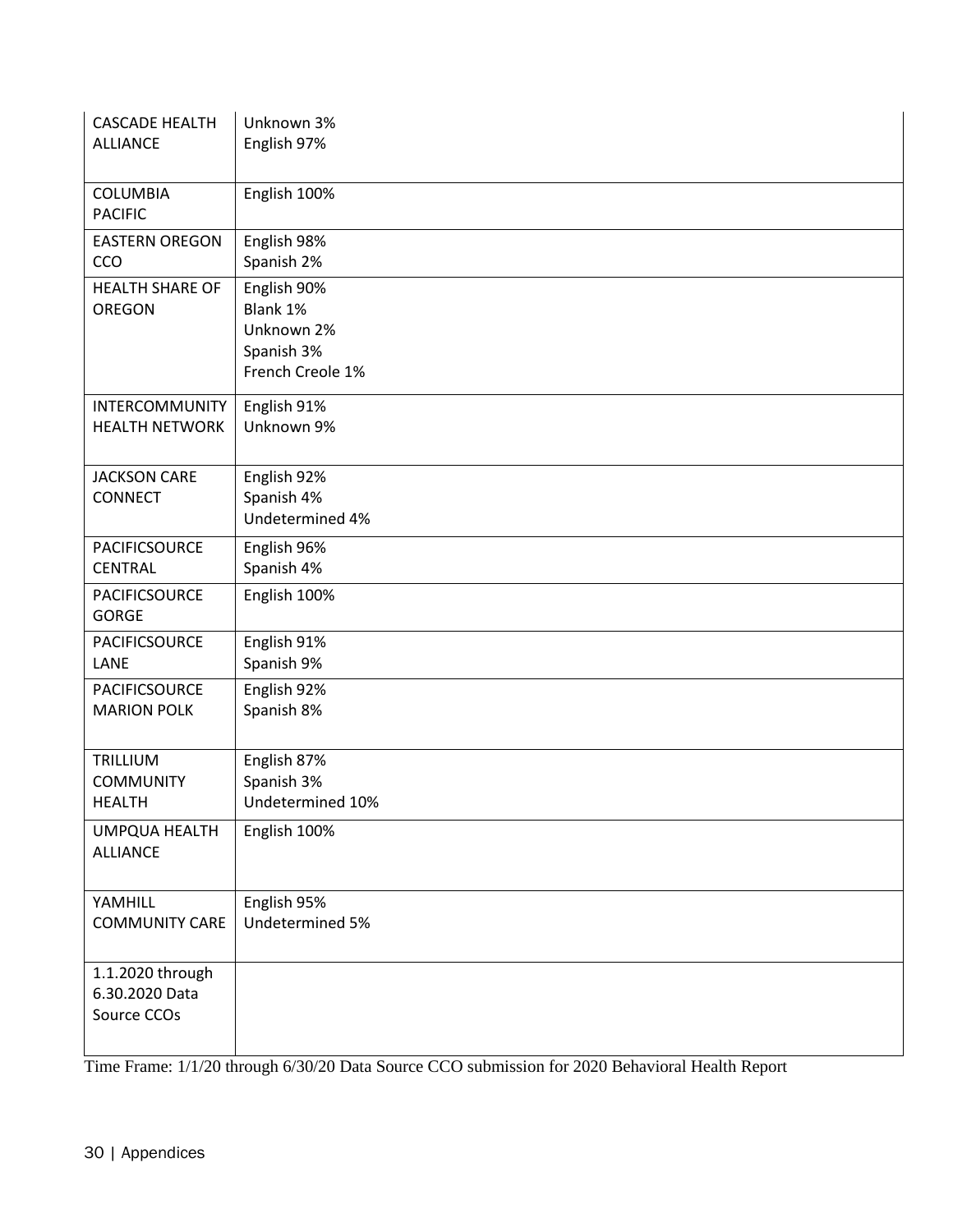| | |
|---|---|
| CASCADE HEALTH ALLIANCE | Unknown 3%<br>English 97% |
| COLUMBIA PACIFIC | English 100% |
| EASTERN OREGON CCO | English 98%<br>Spanish 2% |
| HEALTH SHARE OF OREGON | English 90%<br>Blank 1%<br>Unknown 2%<br>Spanish 3%<br>French Creole 1% |
| INTERCOMMUNITY HEALTH NETWORK | English 91%<br>Unknown 9% |
| JACKSON CARE CONNECT | English 92%<br>Spanish 4%<br>Undetermined 4% |
| PACIFICSOURCE CENTRAL | English 96%<br>Spanish 4% |
| PACIFICSOURCE GORGE | English 100% |
| PACIFICSOURCE LANE | English 91%<br>Spanish 9% |
| PACIFICSOURCE MARION POLK | English 92%<br>Spanish 8% |
| TRILLIUM COMMUNITY HEALTH | English 87%<br>Spanish 3%<br>Undetermined 10% |
| UMPQUA HEALTH ALLIANCE | English 100% |
| YAMHILL COMMUNITY CARE | English 95%<br>Undetermined 5% |
| 1.1.2020 through 6.30.2020 Data Source CCOs | |

Time Frame: 1/1/20 through 6/30/20 Data Source CCO submission for 2020 Behavioral Health Report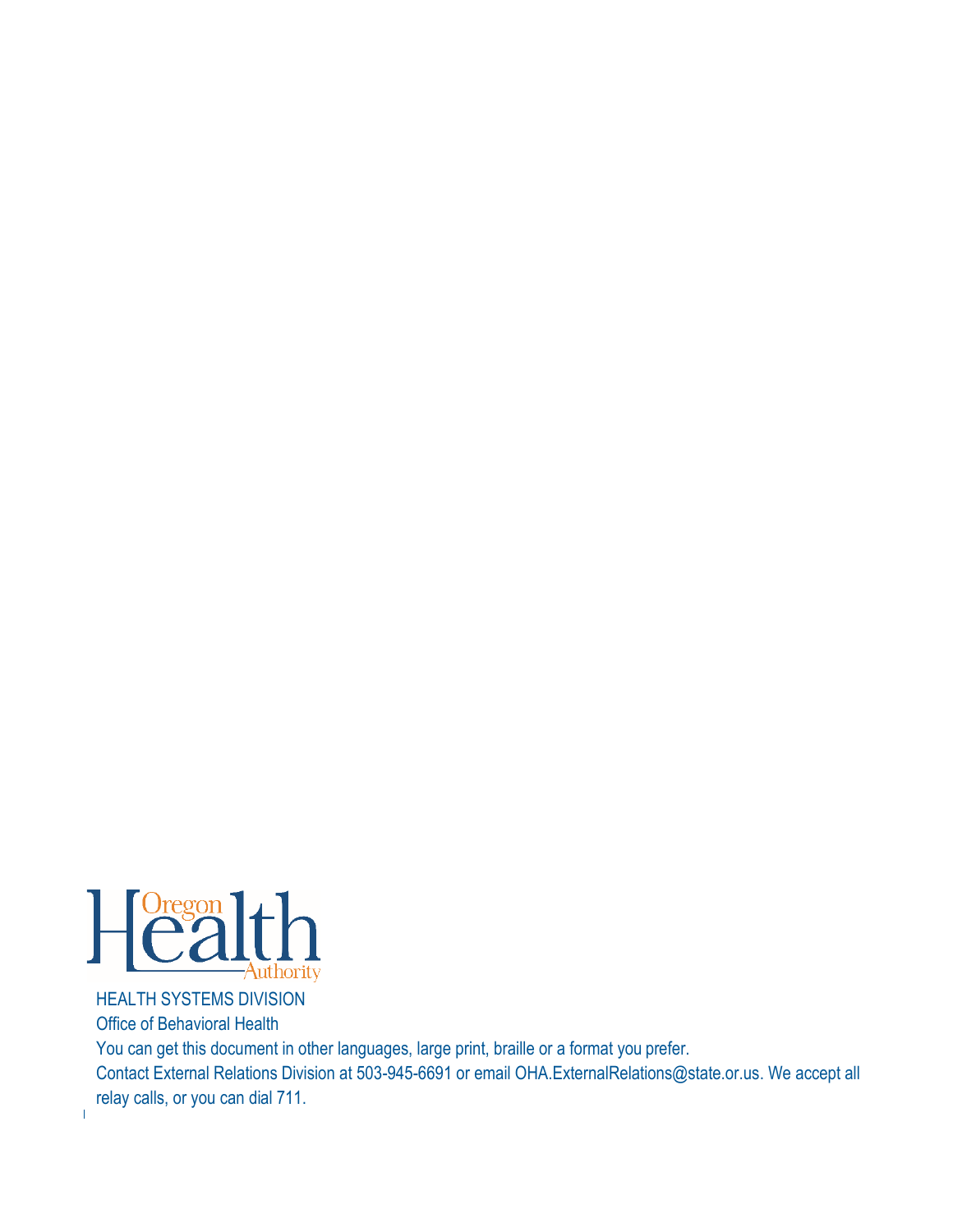Oregon Health Authority

HEALTH SYSTEMS DIVISION

Office of Behavioral Health

You can get this document in other languages, large print, braille or a format you prefer.

Contact External Relations Division at 503-945-6691 or email OHA.ExternalRelations@state.or.us. We accept all relay calls, or you can dial 711.